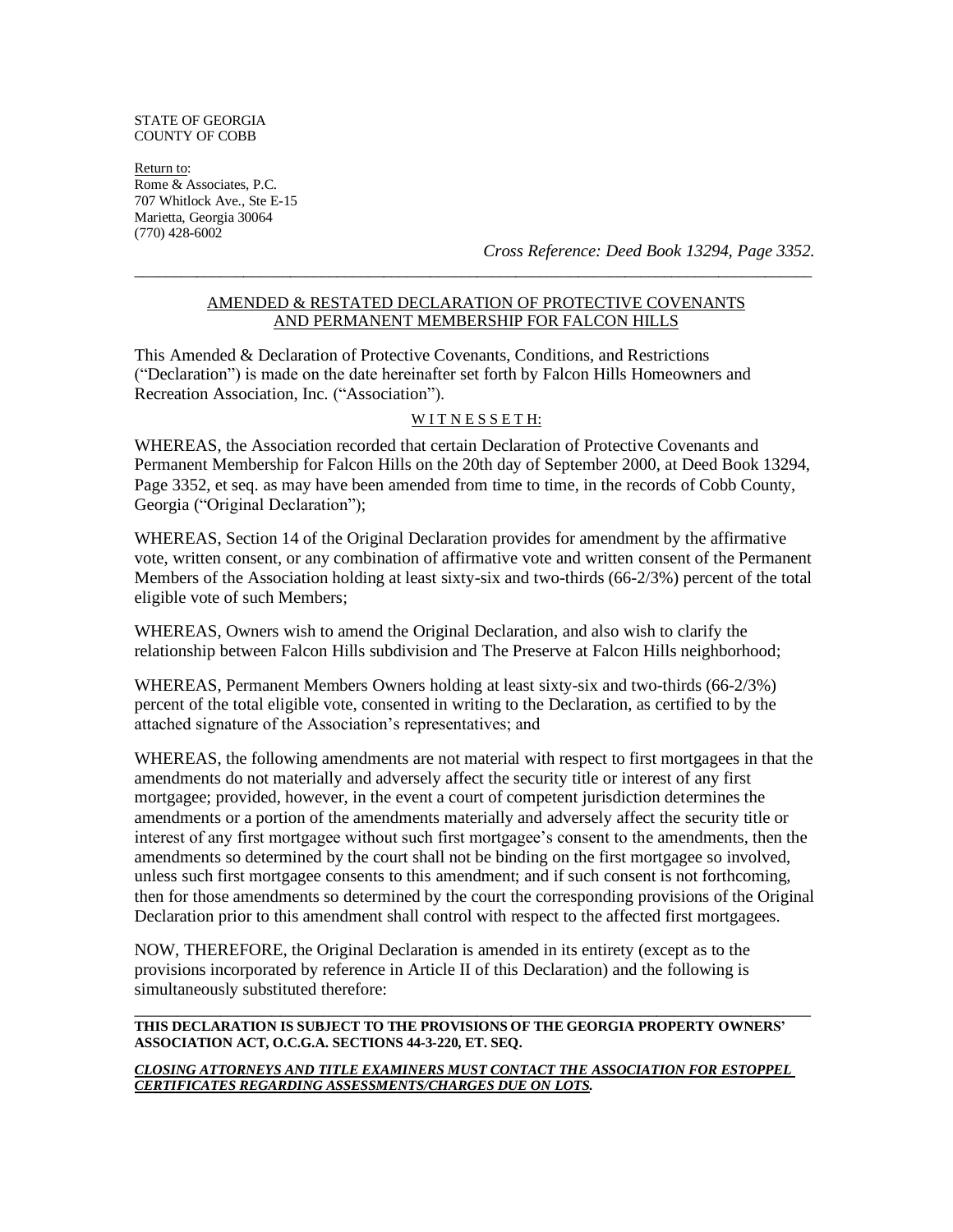STATE OF GEORGIA
COUNTY OF COBB

Return to:
Rome & Associates, P.C.
707 Whitlock Ave., Ste E-15
Marietta, Georgia 30064
(770) 428-6002

*Cross Reference: Deed Book 13294, Page 3352.*

---

## AMENDED & RESTATED DECLARATION OF PROTECTIVE COVENANTS AND PERMANENT MEMBERSHIP FOR FALCON HILLS

This Amended & Declaration of Protective Covenants, Conditions, and Restrictions ("Declaration") is made on the date hereinafter set forth by Falcon Hills Homeowners and Recreation Association, Inc. ("Association").

W I T N E S S E T H:

WHEREAS, the Association recorded that certain Declaration of Protective Covenants and Permanent Membership for Falcon Hills on the 20th day of September 2000, at Deed Book 13294, Page 3352, et seq. as may have been amended from time to time, in the records of Cobb County, Georgia ("Original Declaration");

WHEREAS, Section 14 of the Original Declaration provides for amendment by the affirmative vote, written consent, or any combination of affirmative vote and written consent of the Permanent Members of the Association holding at least sixty-six and two-thirds (66-2/3%) percent of the total eligible vote of such Members;

WHEREAS, Owners wish to amend the Original Declaration, and also wish to clarify the relationship between Falcon Hills subdivision and The Preserve at Falcon Hills neighborhood;

WHEREAS, Permanent Members Owners holding at least sixty-six and two-thirds (66-2/3%) percent of the total eligible vote, consented in writing to the Declaration, as certified to by the attached signature of the Association's representatives; and

WHEREAS, the following amendments are not material with respect to first mortgagees in that the amendments do not materially and adversely affect the security title or interest of any first mortgagee; provided, however, in the event a court of competent jurisdiction determines the amendments or a portion of the amendments materially and adversely affect the security title or interest of any first mortgagee without such first mortgagee's consent to the amendments, then the amendments so determined by the court shall not be binding on the first mortgagee so involved, unless such first mortgagee consents to this amendment; and if such consent is not forthcoming, then for those amendments so determined by the court the corresponding provisions of the Original Declaration prior to this amendment shall control with respect to the affected first mortgagees.

NOW, THEREFORE, the Original Declaration is amended in its entirety (except as to the provisions incorporated by reference in Article II of this Declaration) and the following is simultaneously substituted therefore:

---

**THIS DECLARATION IS SUBJECT TO THE PROVISIONS OF THE GEORGIA PROPERTY OWNERS' ASSOCIATION ACT, O.C.G.A. SECTIONS 44-3-220, ET. SEQ.**

***CLOSING ATTORNEYS AND TITLE EXAMINERS MUST CONTACT THE ASSOCIATION FOR ESTOPPEL CERTIFICATES REGARDING ASSESSMENTS/CHARGES DUE ON LOTS.***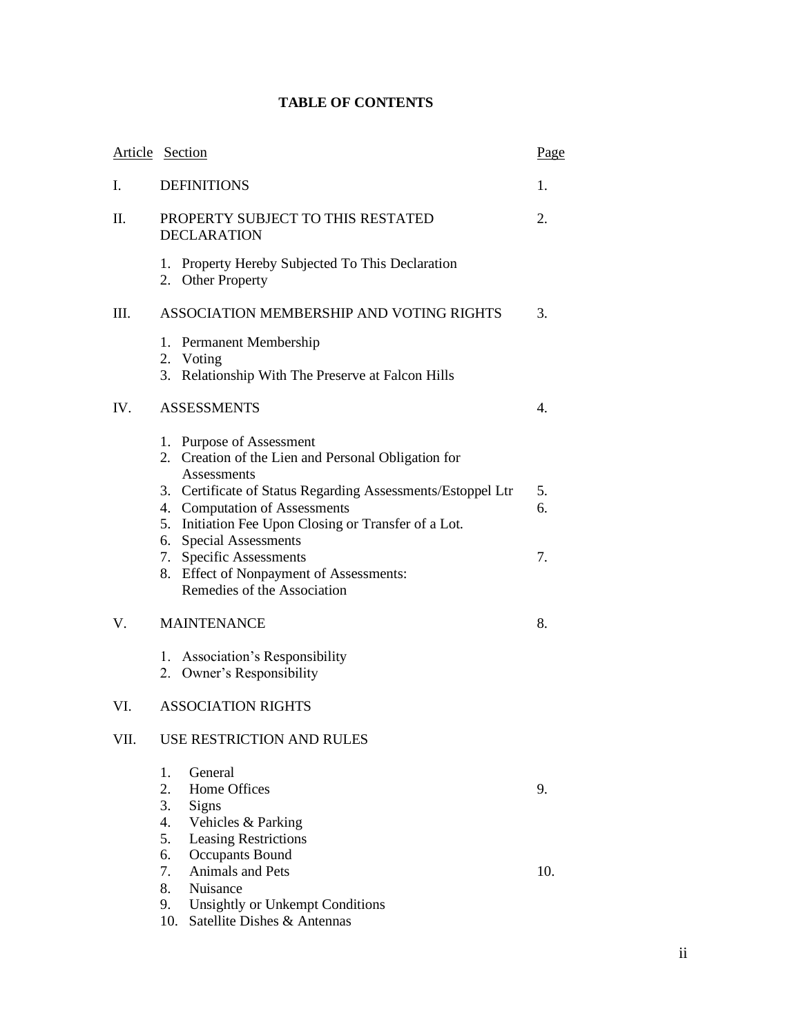**TABLE OF CONTENTS**

| Article | Section | Page |
|---|---|---|
| I. | DEFINITIONS | 1. |
| II. | PROPERTY SUBJECT TO THIS RESTATED DECLARATION | 2. |
| | 1. Property Hereby Subjected To This Declaration | |
| | 2. Other Property | |
| III. | ASSOCIATION MEMBERSHIP AND VOTING RIGHTS | 3. |
| | 1. Permanent Membership | |
| | 2. Voting | |
| | 3. Relationship With The Preserve at Falcon Hills | |
| IV. | ASSESSMENTS | 4. |
| | 1. Purpose of Assessment | |
| | 2. Creation of the Lien and Personal Obligation for Assessments | |
| | 3. Certificate of Status Regarding Assessments/Estoppel Ltr | 5. |
| | 4. Computation of Assessments | 6. |
| | 5. Initiation Fee Upon Closing or Transfer of a Lot. | |
| | 6. Special Assessments | |
| | 7. Specific Assessments | 7. |
| | 8. Effect of Nonpayment of Assessments: Remedies of the Association | |
| V. | MAINTENANCE | 8. |
| | 1. Association's Responsibility | |
| | 2. Owner's Responsibility | |
| VI. | ASSOCIATION RIGHTS | |
| VII. | USE RESTRICTION AND RULES | |
| | 1. General | |
| | 2. Home Offices | 9. |
| | 3. Signs | |
| | 4. Vehicles & Parking | |
| | 5. Leasing Restrictions | |
| | 6. Occupants Bound | |
| | 7. Animals and Pets | 10. |
| | 8. Nuisance | |
| | 9. Unsightly or Unkempt Conditions | |
| | 10. Satellite Dishes & Antennas | |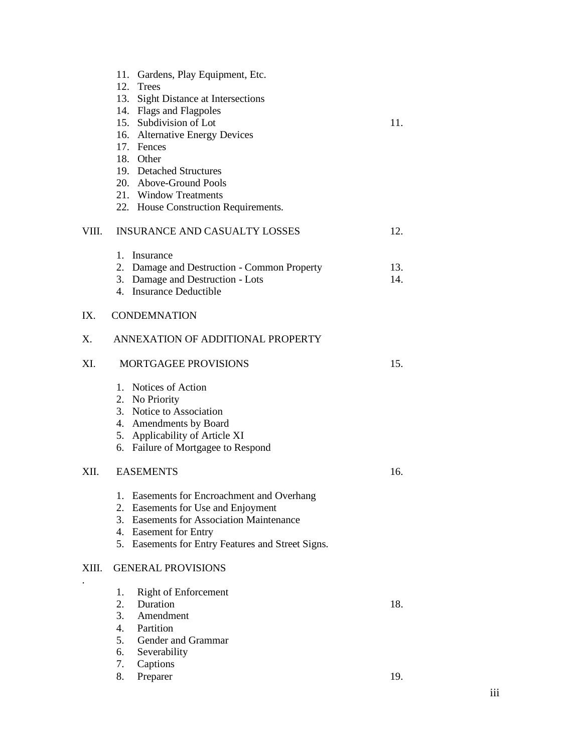| | | |
|---|---|---|
| | 11. Gardens, Play Equipment, Etc. | |
| | 12. Trees | |
| | 13. Sight Distance at Intersections | |
| | 14. Flags and Flagpoles | |
| | 15. Subdivision of Lot | 11. |
| | 16. Alternative Energy Devices | |
| | 17. Fences | |
| | 18. Other | |
| | 19. Detached Structures | |
| | 20. Above-Ground Pools | |
| | 21. Window Treatments | |
| | 22. House Construction Requirements. | |
| VIII. | INSURANCE AND CASUALTY LOSSES | 12. |
| | 1. Insurance | |
| | 2. Damage and Destruction - Common Property | 13. |
| | 3. Damage and Destruction - Lots | 14. |
| | 4. Insurance Deductible | |
| IX. | CONDEMNATION | |
| X. | ANNEXATION OF ADDITIONAL PROPERTY | |
| XI. | MORTGAGEE PROVISIONS | 15. |
| | 1. Notices of Action | |
| | 2. No Priority | |
| | 3. Notice to Association | |
| | 4. Amendments by Board | |
| | 5. Applicability of Article XI | |
| | 6. Failure of Mortgagee to Respond | |
| XII. | EASEMENTS | 16. |
| | 1. Easements for Encroachment and Overhang | |
| | 2. Easements for Use and Enjoyment | |
| | 3. Easements for Association Maintenance | |
| | 4. Easement for Entry | |
| | 5. Easements for Entry Features and Street Signs. | |
| XIII. | GENERAL PROVISIONS | |
| | 1. Right of Enforcement | |
| | 2. Duration | 18. |
| | 3. Amendment | |
| | 4. Partition | |
| | 5. Gender and Grammar | |
| | 6. Severability | |
| | 7. Captions | |
| | 8. Preparer | 19. |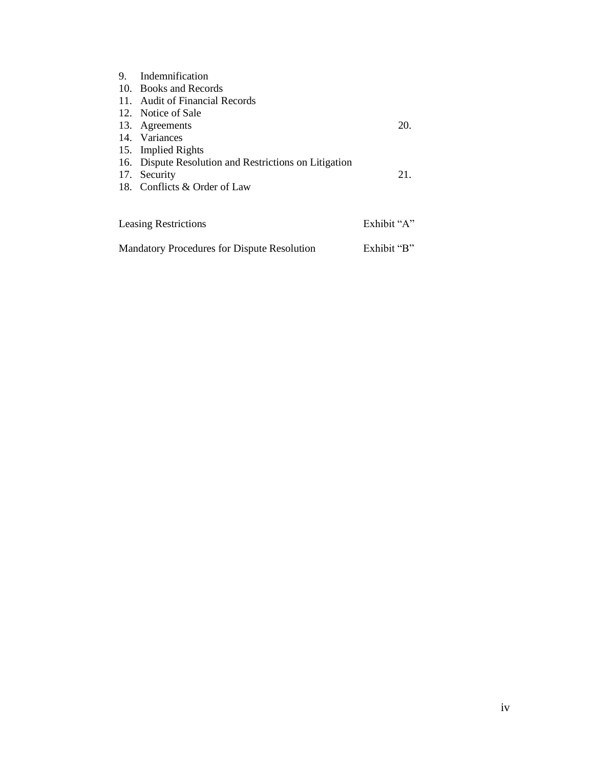9. Indemnification
10. Books and Records
11. Audit of Financial Records
12. Notice of Sale
13. Agreements 20.
14. Variances
15. Implied Rights
16. Dispute Resolution and Restrictions on Litigation
17. Security 21.
18. Conflicts & Order of Law

| | |
|---|---|
| Leasing Restrictions | Exhibit "A" |
| Mandatory Procedures for Dispute Resolution | Exhibit "B" |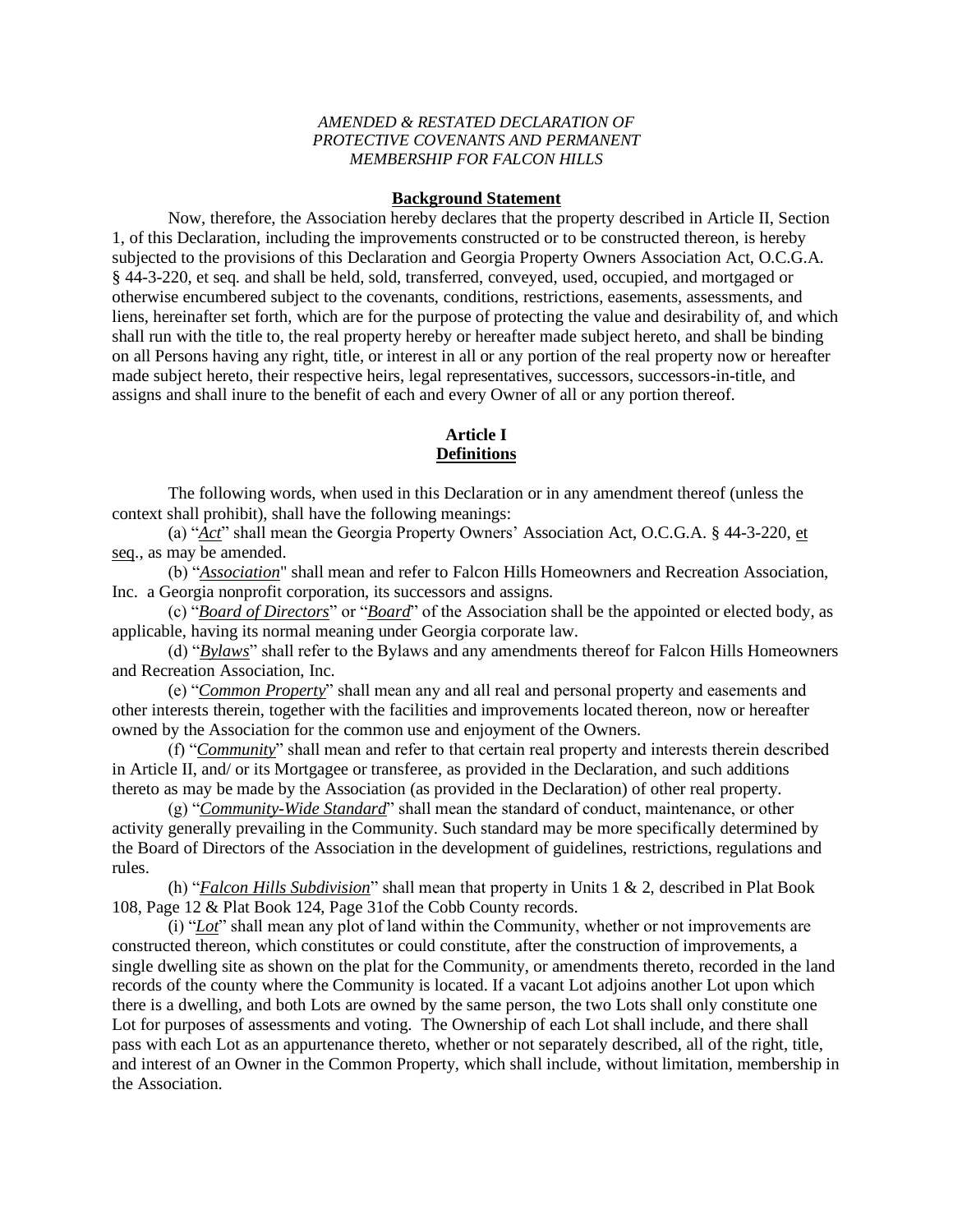*AMENDED & RESTATED DECLARATION OF PROTECTIVE COVENANTS AND PERMANENT MEMBERSHIP FOR FALCON HILLS*

## Background Statement

Now, therefore, the Association hereby declares that the property described in Article II, Section 1, of this Declaration, including the improvements constructed or to be constructed thereon, is hereby subjected to the provisions of this Declaration and Georgia Property Owners Association Act, O.C.G.A. § 44-3-220, et seq. and shall be held, sold, transferred, conveyed, used, occupied, and mortgaged or otherwise encumbered subject to the covenants, conditions, restrictions, easements, assessments, and liens, hereinafter set forth, which are for the purpose of protecting the value and desirability of, and which shall run with the title to, the real property hereby or hereafter made subject hereto, and shall be binding on all Persons having any right, title, or interest in all or any portion of the real property now or hereafter made subject hereto, their respective heirs, legal representatives, successors, successors-in-title, and assigns and shall inure to the benefit of each and every Owner of all or any portion thereof.

## Article I
## Definitions

The following words, when used in this Declaration or in any amendment thereof (unless the context shall prohibit), shall have the following meanings:

(a) "***Act***" shall mean the Georgia Property Owners' Association Act, O.C.G.A. § 44-3-220, et seq., as may be amended.

(b) "***Association***" shall mean and refer to Falcon Hills Homeowners and Recreation Association, Inc. a Georgia nonprofit corporation, its successors and assigns.

(c) "***Board of Directors***" or "***Board***" of the Association shall be the appointed or elected body, as applicable, having its normal meaning under Georgia corporate law.

(d) "***Bylaws***" shall refer to the Bylaws and any amendments thereof for Falcon Hills Homeowners and Recreation Association, Inc.

(e) "***Common Property***" shall mean any and all real and personal property and easements and other interests therein, together with the facilities and improvements located thereon, now or hereafter owned by the Association for the common use and enjoyment of the Owners.

(f) "***Community***" shall mean and refer to that certain real property and interests therein described in Article II, and/ or its Mortgagee or transferee, as provided in the Declaration, and such additions thereto as may be made by the Association (as provided in the Declaration) of other real property.

(g) "***Community-Wide Standard***" shall mean the standard of conduct, maintenance, or other activity generally prevailing in the Community. Such standard may be more specifically determined by the Board of Directors of the Association in the development of guidelines, restrictions, regulations and rules.

(h) "***Falcon Hills Subdivision***" shall mean that property in Units 1 & 2, described in Plat Book 108, Page 12 & Plat Book 124, Page 31of the Cobb County records.

(i) "***Lot***" shall mean any plot of land within the Community, whether or not improvements are constructed thereon, which constitutes or could constitute, after the construction of improvements, a single dwelling site as shown on the plat for the Community, or amendments thereto, recorded in the land records of the county where the Community is located. If a vacant Lot adjoins another Lot upon which there is a dwelling, and both Lots are owned by the same person, the two Lots shall only constitute one Lot for purposes of assessments and voting. The Ownership of each Lot shall include, and there shall pass with each Lot as an appurtenance thereto, whether or not separately described, all of the right, title, and interest of an Owner in the Common Property, which shall include, without limitation, membership in the Association.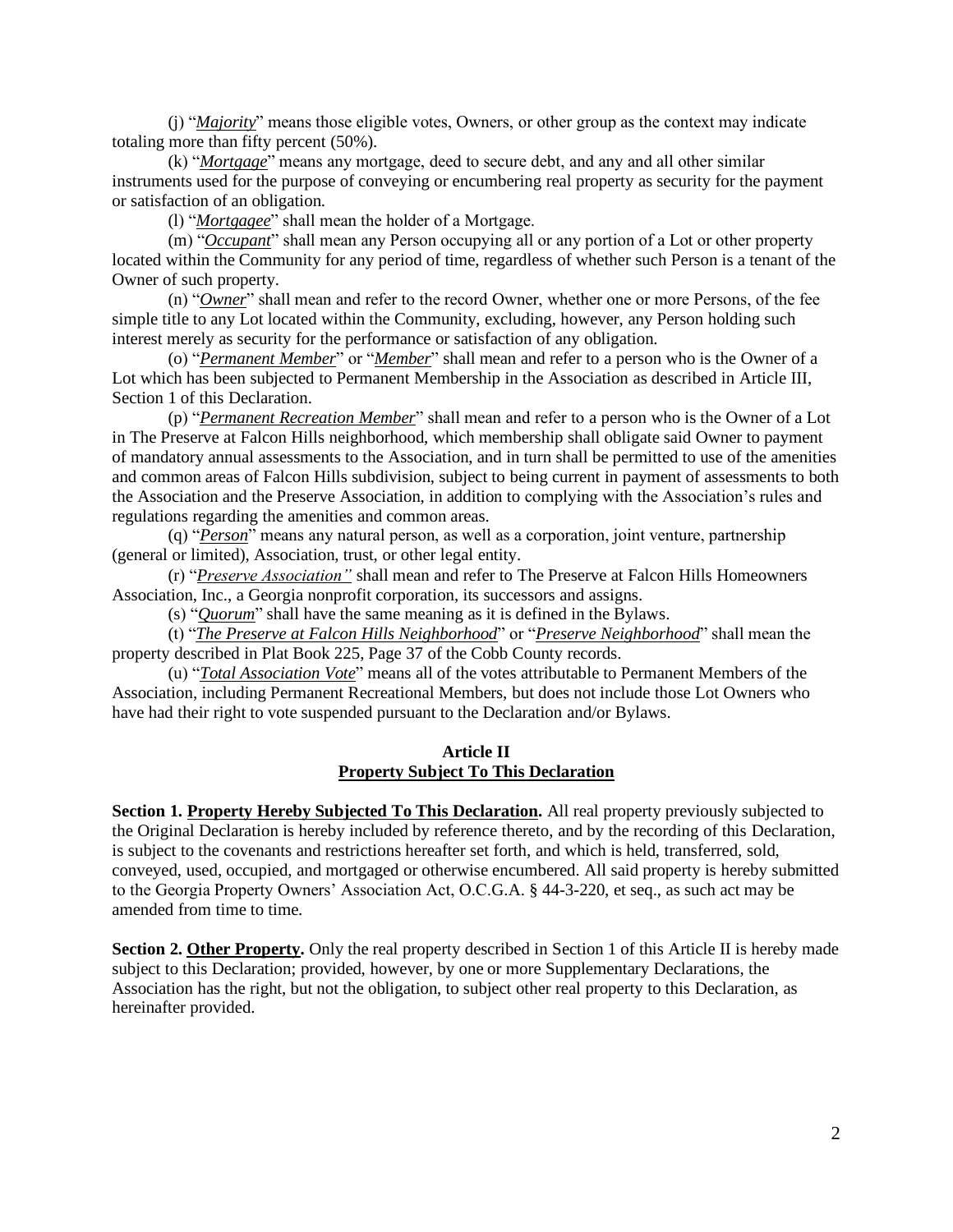(j) "***Majority***" means those eligible votes, Owners, or other group as the context may indicate totaling more than fifty percent (50%).

(k) "***Mortgage***" means any mortgage, deed to secure debt, and any and all other similar instruments used for the purpose of conveying or encumbering real property as security for the payment or satisfaction of an obligation.

(l) "***Mortgagee***" shall mean the holder of a Mortgage.

(m) "***Occupant***" shall mean any Person occupying all or any portion of a Lot or other property located within the Community for any period of time, regardless of whether such Person is a tenant of the Owner of such property.

(n) "***Owner***" shall mean and refer to the record Owner, whether one or more Persons, of the fee simple title to any Lot located within the Community, excluding, however, any Person holding such interest merely as security for the performance or satisfaction of any obligation.

(o) "***Permanent Member***" or "***Member***" shall mean and refer to a person who is the Owner of a Lot which has been subjected to Permanent Membership in the Association as described in Article III, Section 1 of this Declaration.

(p) "***Permanent Recreation Member***" shall mean and refer to a person who is the Owner of a Lot in The Preserve at Falcon Hills neighborhood, which membership shall obligate said Owner to payment of mandatory annual assessments to the Association, and in turn shall be permitted to use of the amenities and common areas of Falcon Hills subdivision, subject to being current in payment of assessments to both the Association and the Preserve Association, in addition to complying with the Association's rules and regulations regarding the amenities and common areas.

(q) "***Person***" means any natural person, as well as a corporation, joint venture, partnership (general or limited), Association, trust, or other legal entity.

(r) "***Preserve Association"*** shall mean and refer to The Preserve at Falcon Hills Homeowners Association, Inc., a Georgia nonprofit corporation, its successors and assigns.

(s) "***Quorum***" shall have the same meaning as it is defined in the Bylaws.

(t) "***The Preserve at Falcon Hills Neighborhood***" or "***Preserve Neighborhood***" shall mean the property described in Plat Book 225, Page 37 of the Cobb County records.

(u) "***Total Association Vote***" means all of the votes attributable to Permanent Members of the Association, including Permanent Recreational Members, but does not include those Lot Owners who have had their right to vote suspended pursuant to the Declaration and/or Bylaws.

## Article II
## Property Subject To This Declaration

**Section 1. Property Hereby Subjected To This Declaration.** All real property previously subjected to the Original Declaration is hereby included by reference thereto, and by the recording of this Declaration, is subject to the covenants and restrictions hereafter set forth, and which is held, transferred, sold, conveyed, used, occupied, and mortgaged or otherwise encumbered. All said property is hereby submitted to the Georgia Property Owners' Association Act, O.C.G.A. § 44-3-220, et seq., as such act may be amended from time to time.

**Section 2. Other Property.** Only the real property described in Section 1 of this Article II is hereby made subject to this Declaration; provided, however, by one or more Supplementary Declarations, the Association has the right, but not the obligation, to subject other real property to this Declaration, as hereinafter provided.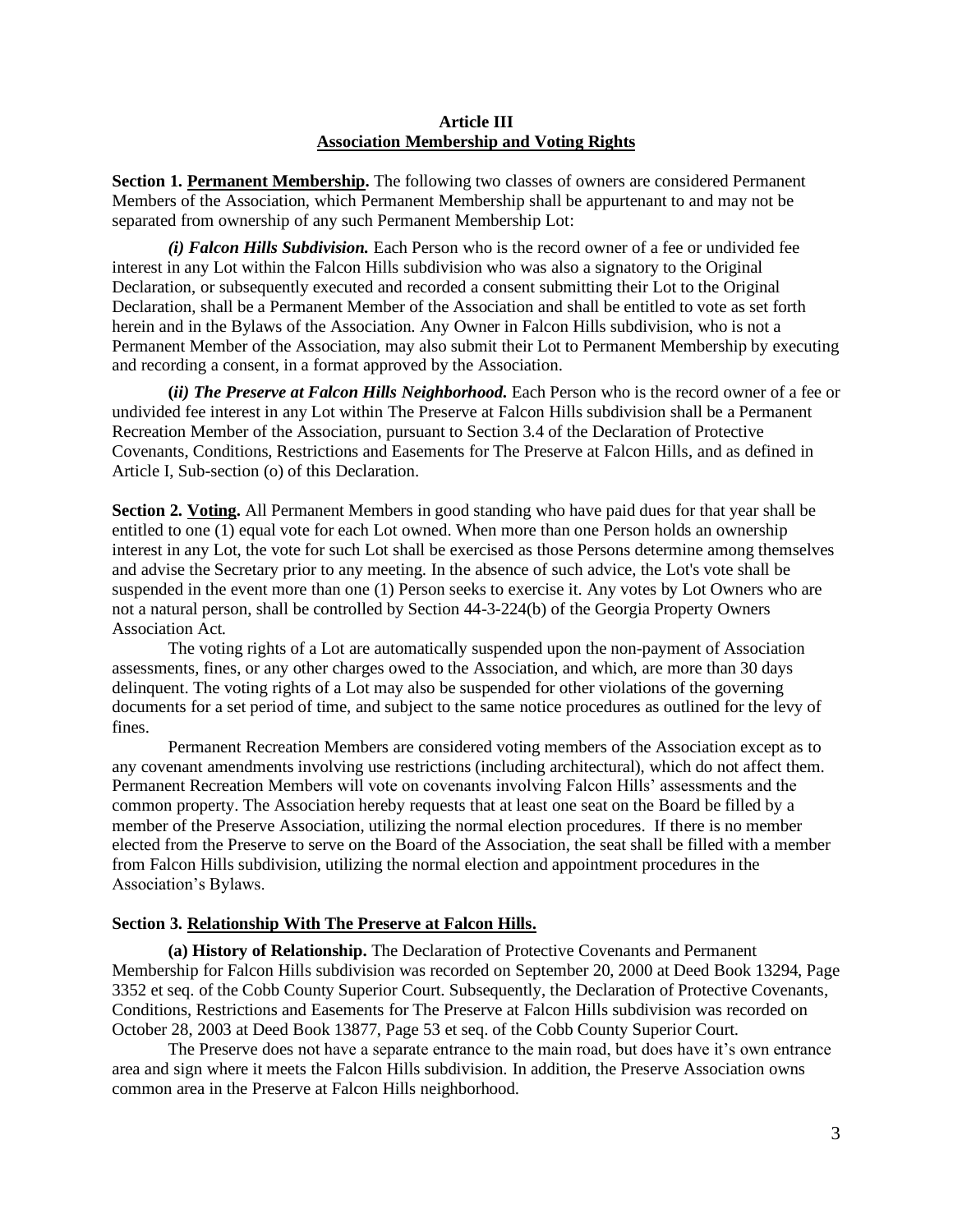## Article III
## Association Membership and Voting Rights

**Section 1. Permanent Membership.** The following two classes of owners are considered Permanent Members of the Association, which Permanent Membership shall be appurtenant to and may not be separated from ownership of any such Permanent Membership Lot:

***(i) Falcon Hills Subdivision.*** Each Person who is the record owner of a fee or undivided fee interest in any Lot within the Falcon Hills subdivision who was also a signatory to the Original Declaration, or subsequently executed and recorded a consent submitting their Lot to the Original Declaration, shall be a Permanent Member of the Association and shall be entitled to vote as set forth herein and in the Bylaws of the Association. Any Owner in Falcon Hills subdivision, who is not a Permanent Member of the Association, may also submit their Lot to Permanent Membership by executing and recording a consent, in a format approved by the Association.

**(*ii) The Preserve at Falcon Hills Neighborhood.*** Each Person who is the record owner of a fee or undivided fee interest in any Lot within The Preserve at Falcon Hills subdivision shall be a Permanent Recreation Member of the Association, pursuant to Section 3.4 of the Declaration of Protective Covenants, Conditions, Restrictions and Easements for The Preserve at Falcon Hills, and as defined in Article I, Sub-section (o) of this Declaration.

**Section 2. Voting.** All Permanent Members in good standing who have paid dues for that year shall be entitled to one (1) equal vote for each Lot owned. When more than one Person holds an ownership interest in any Lot, the vote for such Lot shall be exercised as those Persons determine among themselves and advise the Secretary prior to any meeting. In the absence of such advice, the Lot's vote shall be suspended in the event more than one (1) Person seeks to exercise it. Any votes by Lot Owners who are not a natural person, shall be controlled by Section 44-3-224(b) of the Georgia Property Owners Association Act.

The voting rights of a Lot are automatically suspended upon the non-payment of Association assessments, fines, or any other charges owed to the Association, and which, are more than 30 days delinquent. The voting rights of a Lot may also be suspended for other violations of the governing documents for a set period of time, and subject to the same notice procedures as outlined for the levy of fines.

Permanent Recreation Members are considered voting members of the Association except as to any covenant amendments involving use restrictions (including architectural), which do not affect them. Permanent Recreation Members will vote on covenants involving Falcon Hills' assessments and the common property. The Association hereby requests that at least one seat on the Board be filled by a member of the Preserve Association, utilizing the normal election procedures. If there is no member elected from the Preserve to serve on the Board of the Association, the seat shall be filled with a member from Falcon Hills subdivision, utilizing the normal election and appointment procedures in the Association's Bylaws.

**Section 3. Relationship With The Preserve at Falcon Hills.**

**(a) History of Relationship.** The Declaration of Protective Covenants and Permanent Membership for Falcon Hills subdivision was recorded on September 20, 2000 at Deed Book 13294, Page 3352 et seq. of the Cobb County Superior Court. Subsequently, the Declaration of Protective Covenants, Conditions, Restrictions and Easements for The Preserve at Falcon Hills subdivision was recorded on October 28, 2003 at Deed Book 13877, Page 53 et seq. of the Cobb County Superior Court.

The Preserve does not have a separate entrance to the main road, but does have it's own entrance area and sign where it meets the Falcon Hills subdivision. In addition, the Preserve Association owns common area in the Preserve at Falcon Hills neighborhood.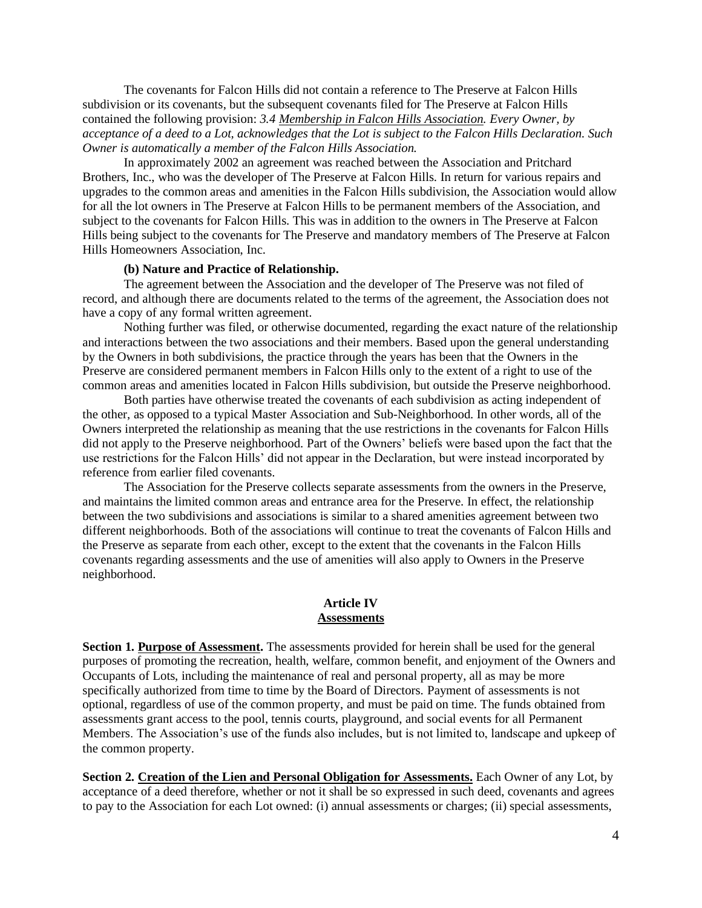The covenants for Falcon Hills did not contain a reference to The Preserve at Falcon Hills subdivision or its covenants, but the subsequent covenants filed for The Preserve at Falcon Hills contained the following provision: *3.4 <u>Membership in Falcon Hills Association</u>. Every Owner, by acceptance of a deed to a Lot, acknowledges that the Lot is subject to the Falcon Hills Declaration. Such Owner is automatically a member of the Falcon Hills Association.*

In approximately 2002 an agreement was reached between the Association and Pritchard Brothers, Inc., who was the developer of The Preserve at Falcon Hills. In return for various repairs and upgrades to the common areas and amenities in the Falcon Hills subdivision, the Association would allow for all the lot owners in The Preserve at Falcon Hills to be permanent members of the Association, and subject to the covenants for Falcon Hills. This was in addition to the owners in The Preserve at Falcon Hills being subject to the covenants for The Preserve and mandatory members of The Preserve at Falcon Hills Homeowners Association, Inc.

**(b) Nature and Practice of Relationship.**

The agreement between the Association and the developer of The Preserve was not filed of record, and although there are documents related to the terms of the agreement, the Association does not have a copy of any formal written agreement.

Nothing further was filed, or otherwise documented, regarding the exact nature of the relationship and interactions between the two associations and their members. Based upon the general understanding by the Owners in both subdivisions, the practice through the years has been that the Owners in the Preserve are considered permanent members in Falcon Hills only to the extent of a right to use of the common areas and amenities located in Falcon Hills subdivision, but outside the Preserve neighborhood.

Both parties have otherwise treated the covenants of each subdivision as acting independent of the other, as opposed to a typical Master Association and Sub-Neighborhood. In other words, all of the Owners interpreted the relationship as meaning that the use restrictions in the covenants for Falcon Hills did not apply to the Preserve neighborhood. Part of the Owners' beliefs were based upon the fact that the use restrictions for the Falcon Hills' did not appear in the Declaration, but were instead incorporated by reference from earlier filed covenants.

The Association for the Preserve collects separate assessments from the owners in the Preserve, and maintains the limited common areas and entrance area for the Preserve. In effect, the relationship between the two subdivisions and associations is similar to a shared amenities agreement between two different neighborhoods. Both of the associations will continue to treat the covenants of Falcon Hills and the Preserve as separate from each other, except to the extent that the covenants in the Falcon Hills covenants regarding assessments and the use of amenities will also apply to Owners in the Preserve neighborhood.

## Article IV
## <u>Assessments</u>

**Section 1. <u>Purpose of Assessment</u>.** The assessments provided for herein shall be used for the general purposes of promoting the recreation, health, welfare, common benefit, and enjoyment of the Owners and Occupants of Lots, including the maintenance of real and personal property, all as may be more specifically authorized from time to time by the Board of Directors. Payment of assessments is not optional, regardless of use of the common property, and must be paid on time. The funds obtained from assessments grant access to the pool, tennis courts, playground, and social events for all Permanent Members. The Association's use of the funds also includes, but is not limited to, landscape and upkeep of the common property.

**Section 2. <u>Creation of the Lien and Personal Obligation for Assessments.</u>** Each Owner of any Lot, by acceptance of a deed therefore, whether or not it shall be so expressed in such deed, covenants and agrees to pay to the Association for each Lot owned: (i) annual assessments or charges; (ii) special assessments,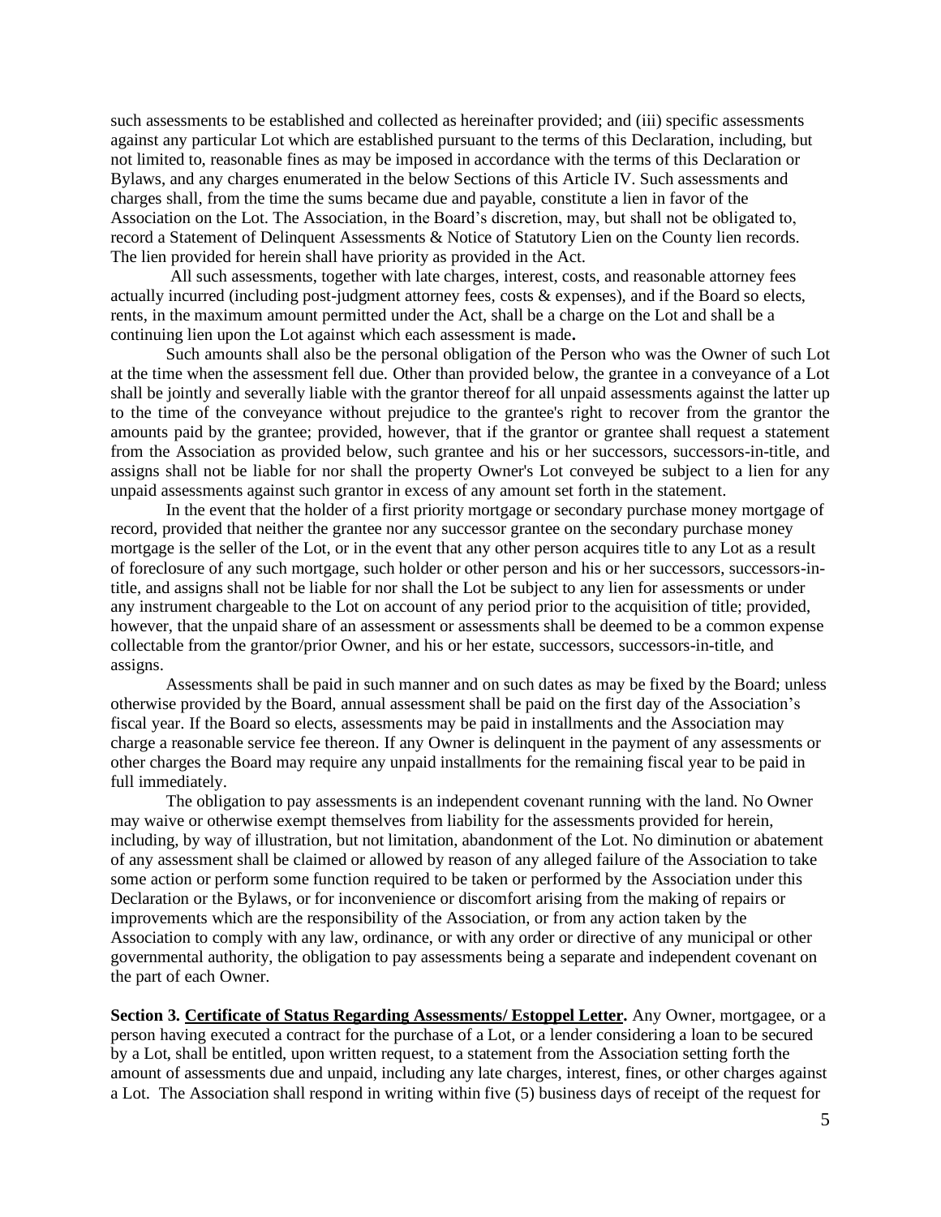such assessments to be established and collected as hereinafter provided; and (iii) specific assessments against any particular Lot which are established pursuant to the terms of this Declaration, including, but not limited to, reasonable fines as may be imposed in accordance with the terms of this Declaration or Bylaws, and any charges enumerated in the below Sections of this Article IV. Such assessments and charges shall, from the time the sums became due and payable, constitute a lien in favor of the Association on the Lot. The Association, in the Board's discretion, may, but shall not be obligated to, record a Statement of Delinquent Assessments & Notice of Statutory Lien on the County lien records. The lien provided for herein shall have priority as provided in the Act.

All such assessments, together with late charges, interest, costs, and reasonable attorney fees actually incurred (including post-judgment attorney fees, costs & expenses), and if the Board so elects, rents, in the maximum amount permitted under the Act, shall be a charge on the Lot and shall be a continuing lien upon the Lot against which each assessment is made**.**

Such amounts shall also be the personal obligation of the Person who was the Owner of such Lot at the time when the assessment fell due. Other than provided below, the grantee in a conveyance of a Lot shall be jointly and severally liable with the grantor thereof for all unpaid assessments against the latter up to the time of the conveyance without prejudice to the grantee's right to recover from the grantor the amounts paid by the grantee; provided, however, that if the grantor or grantee shall request a statement from the Association as provided below, such grantee and his or her successors, successors-in-title, and assigns shall not be liable for nor shall the property Owner's Lot conveyed be subject to a lien for any unpaid assessments against such grantor in excess of any amount set forth in the statement.

In the event that the holder of a first priority mortgage or secondary purchase money mortgage of record, provided that neither the grantee nor any successor grantee on the secondary purchase money mortgage is the seller of the Lot, or in the event that any other person acquires title to any Lot as a result of foreclosure of any such mortgage, such holder or other person and his or her successors, successors-in-title, and assigns shall not be liable for nor shall the Lot be subject to any lien for assessments or under any instrument chargeable to the Lot on account of any period prior to the acquisition of title; provided, however, that the unpaid share of an assessment or assessments shall be deemed to be a common expense collectable from the grantor/prior Owner, and his or her estate, successors, successors-in-title, and assigns.

Assessments shall be paid in such manner and on such dates as may be fixed by the Board; unless otherwise provided by the Board, annual assessment shall be paid on the first day of the Association's fiscal year. If the Board so elects, assessments may be paid in installments and the Association may charge a reasonable service fee thereon. If any Owner is delinquent in the payment of any assessments or other charges the Board may require any unpaid installments for the remaining fiscal year to be paid in full immediately.

The obligation to pay assessments is an independent covenant running with the land. No Owner may waive or otherwise exempt themselves from liability for the assessments provided for herein, including, by way of illustration, but not limitation, abandonment of the Lot. No diminution or abatement of any assessment shall be claimed or allowed by reason of any alleged failure of the Association to take some action or perform some function required to be taken or performed by the Association under this Declaration or the Bylaws, or for inconvenience or discomfort arising from the making of repairs or improvements which are the responsibility of the Association, or from any action taken by the Association to comply with any law, ordinance, or with any order or directive of any municipal or other governmental authority, the obligation to pay assessments being a separate and independent covenant on the part of each Owner.

**Section 3. Certificate of Status Regarding Assessments/ Estoppel Letter.** Any Owner, mortgagee, or a person having executed a contract for the purchase of a Lot, or a lender considering a loan to be secured by a Lot, shall be entitled, upon written request, to a statement from the Association setting forth the amount of assessments due and unpaid, including any late charges, interest, fines, or other charges against a Lot. The Association shall respond in writing within five (5) business days of receipt of the request for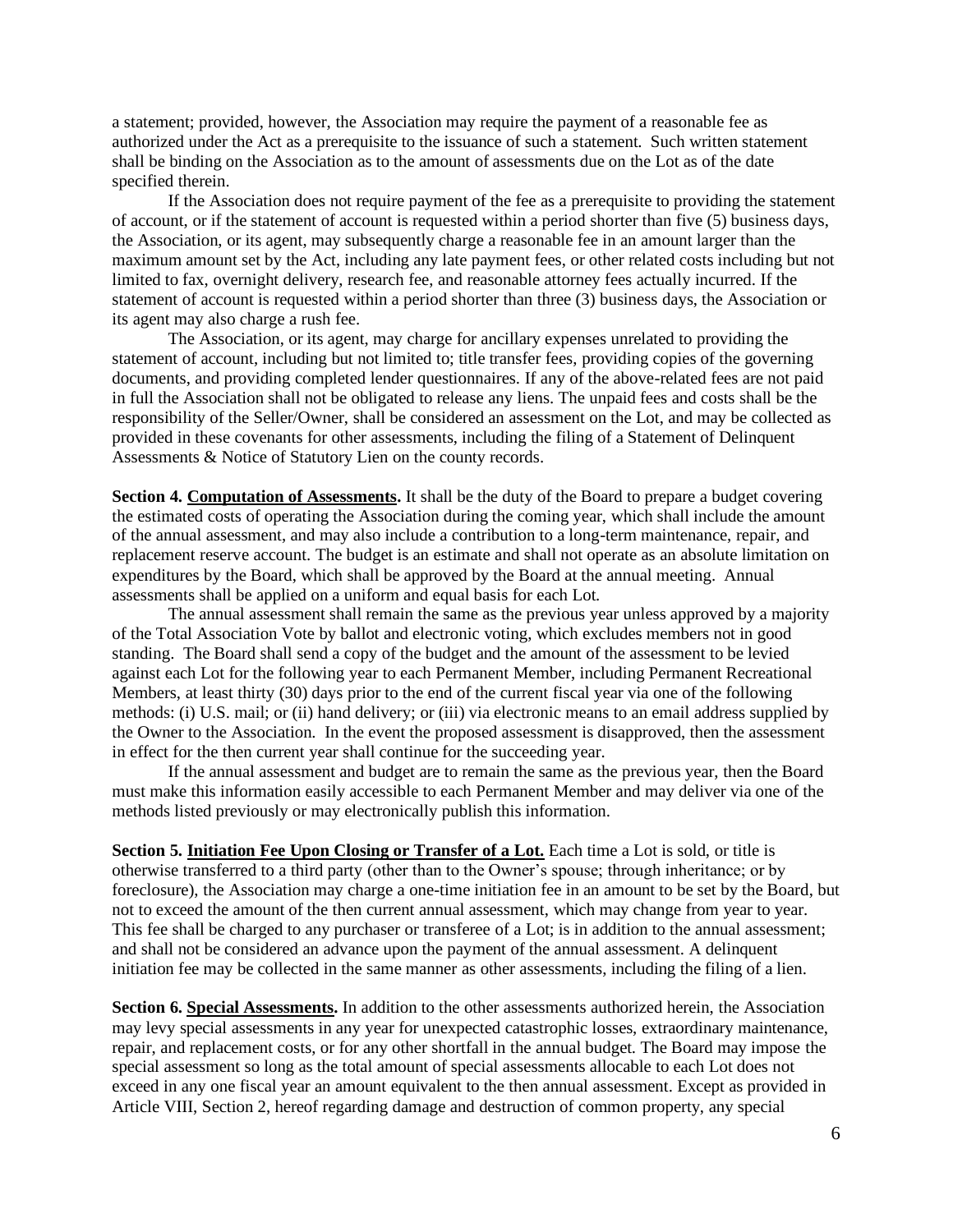a statement; provided, however, the Association may require the payment of a reasonable fee as authorized under the Act as a prerequisite to the issuance of such a statement. Such written statement shall be binding on the Association as to the amount of assessments due on the Lot as of the date specified therein.

If the Association does not require payment of the fee as a prerequisite to providing the statement of account, or if the statement of account is requested within a period shorter than five (5) business days, the Association, or its agent, may subsequently charge a reasonable fee in an amount larger than the maximum amount set by the Act, including any late payment fees, or other related costs including but not limited to fax, overnight delivery, research fee, and reasonable attorney fees actually incurred. If the statement of account is requested within a period shorter than three (3) business days, the Association or its agent may also charge a rush fee.

The Association, or its agent, may charge for ancillary expenses unrelated to providing the statement of account, including but not limited to; title transfer fees, providing copies of the governing documents, and providing completed lender questionnaires. If any of the above-related fees are not paid in full the Association shall not be obligated to release any liens. The unpaid fees and costs shall be the responsibility of the Seller/Owner, shall be considered an assessment on the Lot, and may be collected as provided in these covenants for other assessments, including the filing of a Statement of Delinquent Assessments & Notice of Statutory Lien on the county records.

**Section 4. Computation of Assessments.** It shall be the duty of the Board to prepare a budget covering the estimated costs of operating the Association during the coming year, which shall include the amount of the annual assessment, and may also include a contribution to a long-term maintenance, repair, and replacement reserve account. The budget is an estimate and shall not operate as an absolute limitation on expenditures by the Board, which shall be approved by the Board at the annual meeting. Annual assessments shall be applied on a uniform and equal basis for each Lot.

The annual assessment shall remain the same as the previous year unless approved by a majority of the Total Association Vote by ballot and electronic voting, which excludes members not in good standing. The Board shall send a copy of the budget and the amount of the assessment to be levied against each Lot for the following year to each Permanent Member, including Permanent Recreational Members, at least thirty (30) days prior to the end of the current fiscal year via one of the following methods: (i) U.S. mail; or (ii) hand delivery; or (iii) via electronic means to an email address supplied by the Owner to the Association. In the event the proposed assessment is disapproved, then the assessment in effect for the then current year shall continue for the succeeding year.

If the annual assessment and budget are to remain the same as the previous year, then the Board must make this information easily accessible to each Permanent Member and may deliver via one of the methods listed previously or may electronically publish this information.

**Section 5. Initiation Fee Upon Closing or Transfer of a Lot.** Each time a Lot is sold, or title is otherwise transferred to a third party (other than to the Owner's spouse; through inheritance; or by foreclosure), the Association may charge a one-time initiation fee in an amount to be set by the Board, but not to exceed the amount of the then current annual assessment, which may change from year to year. This fee shall be charged to any purchaser or transferee of a Lot; is in addition to the annual assessment; and shall not be considered an advance upon the payment of the annual assessment. A delinquent initiation fee may be collected in the same manner as other assessments, including the filing of a lien.

**Section 6. Special Assessments.** In addition to the other assessments authorized herein, the Association may levy special assessments in any year for unexpected catastrophic losses, extraordinary maintenance, repair, and replacement costs, or for any other shortfall in the annual budget. The Board may impose the special assessment so long as the total amount of special assessments allocable to each Lot does not exceed in any one fiscal year an amount equivalent to the then annual assessment. Except as provided in Article VIII, Section 2, hereof regarding damage and destruction of common property, any special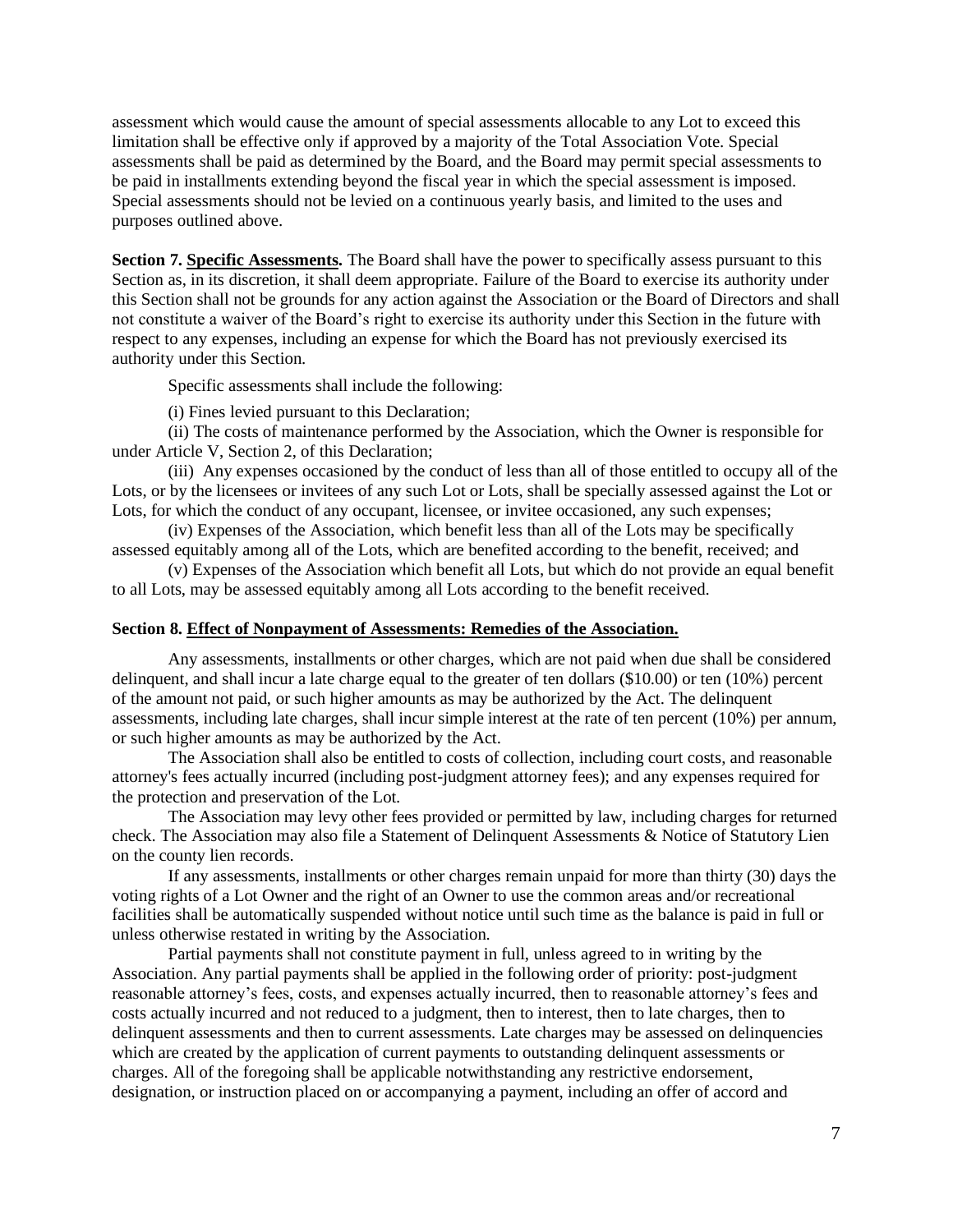assessment which would cause the amount of special assessments allocable to any Lot to exceed this limitation shall be effective only if approved by a majority of the Total Association Vote. Special assessments shall be paid as determined by the Board, and the Board may permit special assessments to be paid in installments extending beyond the fiscal year in which the special assessment is imposed. Special assessments should not be levied on a continuous yearly basis, and limited to the uses and purposes outlined above.

**Section 7. Specific Assessments.** The Board shall have the power to specifically assess pursuant to this Section as, in its discretion, it shall deem appropriate. Failure of the Board to exercise its authority under this Section shall not be grounds for any action against the Association or the Board of Directors and shall not constitute a waiver of the Board's right to exercise its authority under this Section in the future with respect to any expenses, including an expense for which the Board has not previously exercised its authority under this Section.

Specific assessments shall include the following:

(i) Fines levied pursuant to this Declaration;

(ii) The costs of maintenance performed by the Association, which the Owner is responsible for under Article V, Section 2, of this Declaration;

(iii) Any expenses occasioned by the conduct of less than all of those entitled to occupy all of the Lots, or by the licensees or invitees of any such Lot or Lots, shall be specially assessed against the Lot or Lots, for which the conduct of any occupant, licensee, or invitee occasioned, any such expenses;

(iv) Expenses of the Association, which benefit less than all of the Lots may be specifically assessed equitably among all of the Lots, which are benefited according to the benefit, received; and

(v) Expenses of the Association which benefit all Lots, but which do not provide an equal benefit to all Lots, may be assessed equitably among all Lots according to the benefit received.

**Section 8. Effect of Nonpayment of Assessments: Remedies of the Association.**

Any assessments, installments or other charges, which are not paid when due shall be considered delinquent, and shall incur a late charge equal to the greater of ten dollars ($10.00) or ten (10%) percent of the amount not paid, or such higher amounts as may be authorized by the Act. The delinquent assessments, including late charges, shall incur simple interest at the rate of ten percent (10%) per annum, or such higher amounts as may be authorized by the Act.

The Association shall also be entitled to costs of collection, including court costs, and reasonable attorney's fees actually incurred (including post-judgment attorney fees); and any expenses required for the protection and preservation of the Lot.

The Association may levy other fees provided or permitted by law, including charges for returned check. The Association may also file a Statement of Delinquent Assessments & Notice of Statutory Lien on the county lien records.

If any assessments, installments or other charges remain unpaid for more than thirty (30) days the voting rights of a Lot Owner and the right of an Owner to use the common areas and/or recreational facilities shall be automatically suspended without notice until such time as the balance is paid in full or unless otherwise restated in writing by the Association.

Partial payments shall not constitute payment in full, unless agreed to in writing by the Association. Any partial payments shall be applied in the following order of priority: post-judgment reasonable attorney's fees, costs, and expenses actually incurred, then to reasonable attorney's fees and costs actually incurred and not reduced to a judgment, then to interest, then to late charges, then to delinquent assessments and then to current assessments. Late charges may be assessed on delinquencies which are created by the application of current payments to outstanding delinquent assessments or charges. All of the foregoing shall be applicable notwithstanding any restrictive endorsement, designation, or instruction placed on or accompanying a payment, including an offer of accord and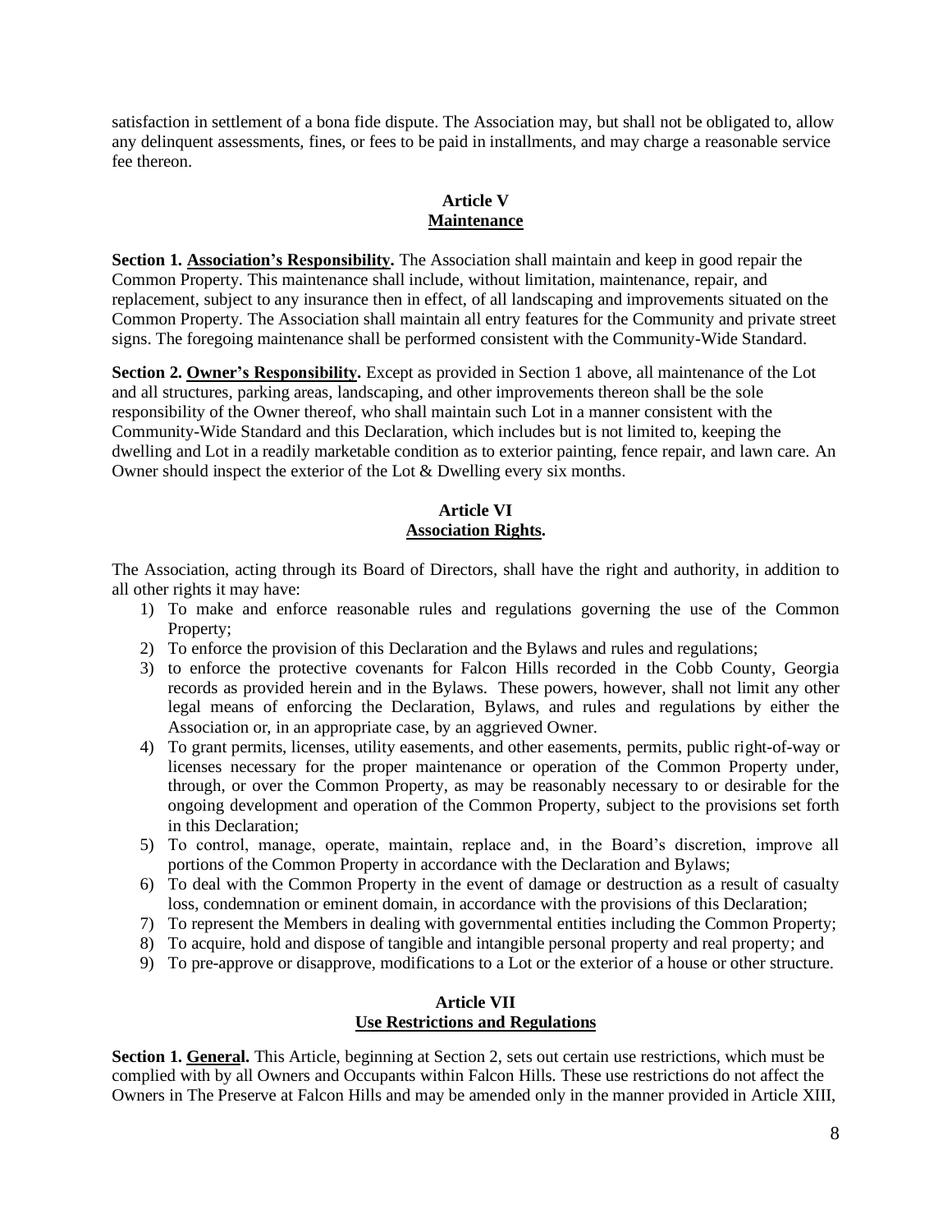satisfaction in settlement of a bona fide dispute. The Association may, but shall not be obligated to, allow any delinquent assessments, fines, or fees to be paid in installments, and may charge a reasonable service fee thereon.

## Article V
## Maintenance

**Section 1. Association's Responsibility.** The Association shall maintain and keep in good repair the Common Property. This maintenance shall include, without limitation, maintenance, repair, and replacement, subject to any insurance then in effect, of all landscaping and improvements situated on the Common Property. The Association shall maintain all entry features for the Community and private street signs. The foregoing maintenance shall be performed consistent with the Community-Wide Standard.

**Section 2. Owner's Responsibility.** Except as provided in Section 1 above, all maintenance of the Lot and all structures, parking areas, landscaping, and other improvements thereon shall be the sole responsibility of the Owner thereof, who shall maintain such Lot in a manner consistent with the Community-Wide Standard and this Declaration, which includes but is not limited to, keeping the dwelling and Lot in a readily marketable condition as to exterior painting, fence repair, and lawn care. An Owner should inspect the exterior of the Lot & Dwelling every six months.

## Article VI
## Association Rights.

The Association, acting through its Board of Directors, shall have the right and authority, in addition to all other rights it may have:

1) To make and enforce reasonable rules and regulations governing the use of the Common Property;
2) To enforce the provision of this Declaration and the Bylaws and rules and regulations;
3) to enforce the protective covenants for Falcon Hills recorded in the Cobb County, Georgia records as provided herein and in the Bylaws. These powers, however, shall not limit any other legal means of enforcing the Declaration, Bylaws, and rules and regulations by either the Association or, in an appropriate case, by an aggrieved Owner.
4) To grant permits, licenses, utility easements, and other easements, permits, public right-of-way or licenses necessary for the proper maintenance or operation of the Common Property under, through, or over the Common Property, as may be reasonably necessary to or desirable for the ongoing development and operation of the Common Property, subject to the provisions set forth in this Declaration;
5) To control, manage, operate, maintain, replace and, in the Board's discretion, improve all portions of the Common Property in accordance with the Declaration and Bylaws;
6) To deal with the Common Property in the event of damage or destruction as a result of casualty loss, condemnation or eminent domain, in accordance with the provisions of this Declaration;
7) To represent the Members in dealing with governmental entities including the Common Property;
8) To acquire, hold and dispose of tangible and intangible personal property and real property; and
9) To pre-approve or disapprove, modifications to a Lot or the exterior of a house or other structure.

## Article VII
## Use Restrictions and Regulations

**Section 1. General.** This Article, beginning at Section 2, sets out certain use restrictions, which must be complied with by all Owners and Occupants within Falcon Hills. These use restrictions do not affect the Owners in The Preserve at Falcon Hills and may be amended only in the manner provided in Article XIII,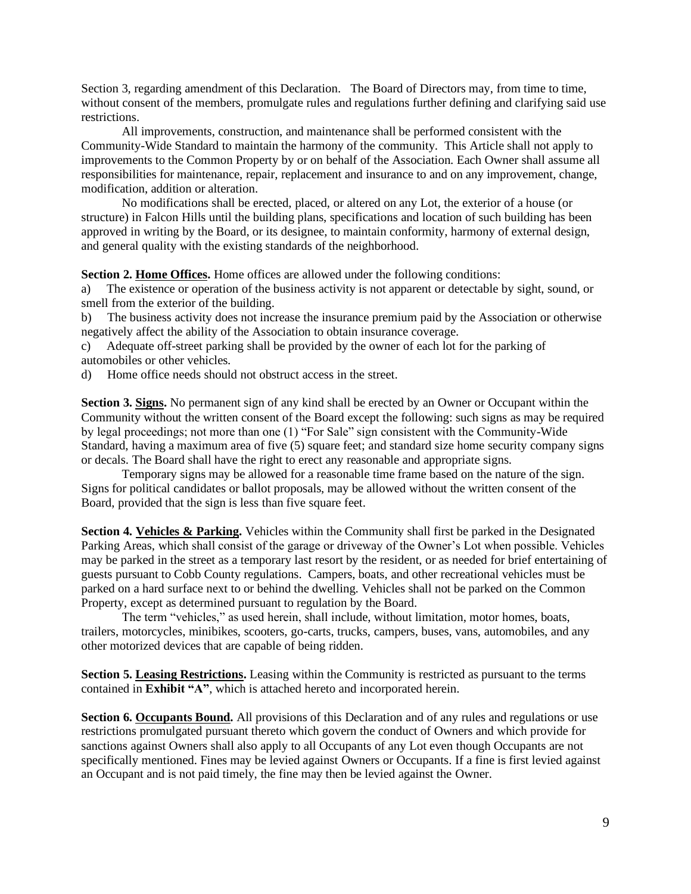Section 3, regarding amendment of this Declaration. The Board of Directors may, from time to time, without consent of the members, promulgate rules and regulations further defining and clarifying said use restrictions.

All improvements, construction, and maintenance shall be performed consistent with the Community-Wide Standard to maintain the harmony of the community. This Article shall not apply to improvements to the Common Property by or on behalf of the Association. Each Owner shall assume all responsibilities for maintenance, repair, replacement and insurance to and on any improvement, change, modification, addition or alteration.

No modifications shall be erected, placed, or altered on any Lot, the exterior of a house (or structure) in Falcon Hills until the building plans, specifications and location of such building has been approved in writing by the Board, or its designee, to maintain conformity, harmony of external design, and general quality with the existing standards of the neighborhood.

**Section 2. Home Offices.** Home offices are allowed under the following conditions:

a) The existence or operation of the business activity is not apparent or detectable by sight, sound, or smell from the exterior of the building.

b) The business activity does not increase the insurance premium paid by the Association or otherwise negatively affect the ability of the Association to obtain insurance coverage.

c) Adequate off-street parking shall be provided by the owner of each lot for the parking of automobiles or other vehicles.

d) Home office needs should not obstruct access in the street.

**Section 3. Signs.** No permanent sign of any kind shall be erected by an Owner or Occupant within the Community without the written consent of the Board except the following: such signs as may be required by legal proceedings; not more than one (1) "For Sale" sign consistent with the Community-Wide Standard, having a maximum area of five (5) square feet; and standard size home security company signs or decals. The Board shall have the right to erect any reasonable and appropriate signs.

Temporary signs may be allowed for a reasonable time frame based on the nature of the sign. Signs for political candidates or ballot proposals, may be allowed without the written consent of the Board, provided that the sign is less than five square feet.

**Section 4. Vehicles & Parking.** Vehicles within the Community shall first be parked in the Designated Parking Areas, which shall consist of the garage or driveway of the Owner's Lot when possible. Vehicles may be parked in the street as a temporary last resort by the resident, or as needed for brief entertaining of guests pursuant to Cobb County regulations. Campers, boats, and other recreational vehicles must be parked on a hard surface next to or behind the dwelling. Vehicles shall not be parked on the Common Property, except as determined pursuant to regulation by the Board.

The term "vehicles," as used herein, shall include, without limitation, motor homes, boats, trailers, motorcycles, minibikes, scooters, go-carts, trucks, campers, buses, vans, automobiles, and any other motorized devices that are capable of being ridden.

**Section 5. Leasing Restrictions.** Leasing within the Community is restricted as pursuant to the terms contained in **Exhibit "A"**, which is attached hereto and incorporated herein.

**Section 6. Occupants Bound.** All provisions of this Declaration and of any rules and regulations or use restrictions promulgated pursuant thereto which govern the conduct of Owners and which provide for sanctions against Owners shall also apply to all Occupants of any Lot even though Occupants are not specifically mentioned. Fines may be levied against Owners or Occupants. If a fine is first levied against an Occupant and is not paid timely, the fine may then be levied against the Owner.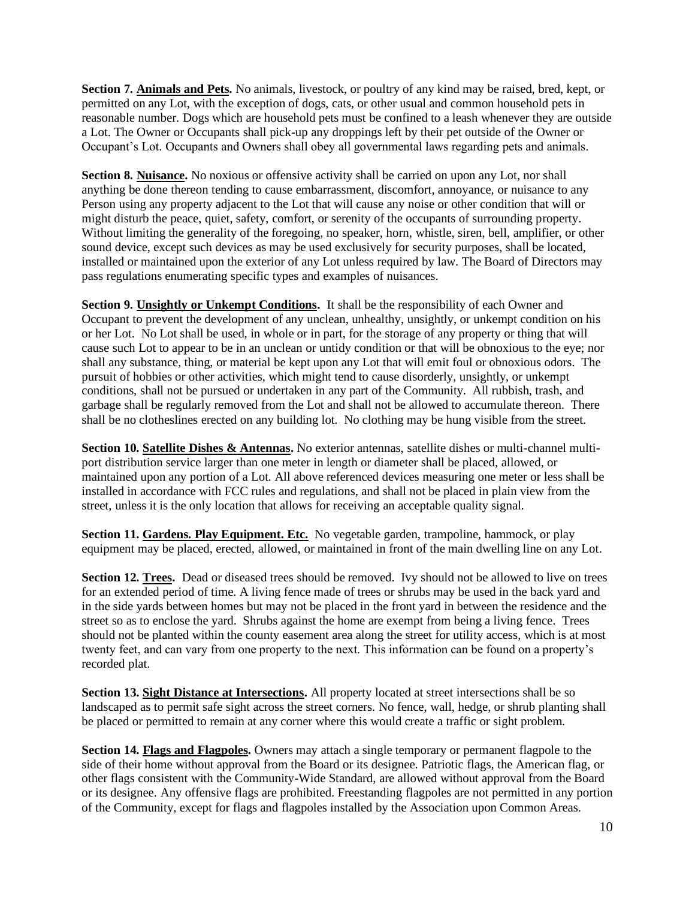**Section 7. Animals and Pets.** No animals, livestock, or poultry of any kind may be raised, bred, kept, or permitted on any Lot, with the exception of dogs, cats, or other usual and common household pets in reasonable number. Dogs which are household pets must be confined to a leash whenever they are outside a Lot. The Owner or Occupants shall pick-up any droppings left by their pet outside of the Owner or Occupant's Lot. Occupants and Owners shall obey all governmental laws regarding pets and animals.

**Section 8. Nuisance.** No noxious or offensive activity shall be carried on upon any Lot, nor shall anything be done thereon tending to cause embarrassment, discomfort, annoyance, or nuisance to any Person using any property adjacent to the Lot that will cause any noise or other condition that will or might disturb the peace, quiet, safety, comfort, or serenity of the occupants of surrounding property. Without limiting the generality of the foregoing, no speaker, horn, whistle, siren, bell, amplifier, or other sound device, except such devices as may be used exclusively for security purposes, shall be located, installed or maintained upon the exterior of any Lot unless required by law. The Board of Directors may pass regulations enumerating specific types and examples of nuisances.

**Section 9. Unsightly or Unkempt Conditions.** It shall be the responsibility of each Owner and Occupant to prevent the development of any unclean, unhealthy, unsightly, or unkempt condition on his or her Lot. No Lot shall be used, in whole or in part, for the storage of any property or thing that will cause such Lot to appear to be in an unclean or untidy condition or that will be obnoxious to the eye; nor shall any substance, thing, or material be kept upon any Lot that will emit foul or obnoxious odors. The pursuit of hobbies or other activities, which might tend to cause disorderly, unsightly, or unkempt conditions, shall not be pursued or undertaken in any part of the Community. All rubbish, trash, and garbage shall be regularly removed from the Lot and shall not be allowed to accumulate thereon. There shall be no clotheslines erected on any building lot. No clothing may be hung visible from the street.

**Section 10. Satellite Dishes & Antennas.** No exterior antennas, satellite dishes or multi-channel multi-port distribution service larger than one meter in length or diameter shall be placed, allowed, or maintained upon any portion of a Lot. All above referenced devices measuring one meter or less shall be installed in accordance with FCC rules and regulations, and shall not be placed in plain view from the street, unless it is the only location that allows for receiving an acceptable quality signal.

**Section 11. Gardens. Play Equipment. Etc.** No vegetable garden, trampoline, hammock, or play equipment may be placed, erected, allowed, or maintained in front of the main dwelling line on any Lot.

**Section 12. Trees.** Dead or diseased trees should be removed. Ivy should not be allowed to live on trees for an extended period of time. A living fence made of trees or shrubs may be used in the back yard and in the side yards between homes but may not be placed in the front yard in between the residence and the street so as to enclose the yard. Shrubs against the home are exempt from being a living fence. Trees should not be planted within the county easement area along the street for utility access, which is at most twenty feet, and can vary from one property to the next. This information can be found on a property's recorded plat.

**Section 13. Sight Distance at Intersections.** All property located at street intersections shall be so landscaped as to permit safe sight across the street corners. No fence, wall, hedge, or shrub planting shall be placed or permitted to remain at any corner where this would create a traffic or sight problem.

**Section 14. Flags and Flagpoles.** Owners may attach a single temporary or permanent flagpole to the side of their home without approval from the Board or its designee. Patriotic flags, the American flag, or other flags consistent with the Community-Wide Standard, are allowed without approval from the Board or its designee. Any offensive flags are prohibited. Freestanding flagpoles are not permitted in any portion of the Community, except for flags and flagpoles installed by the Association upon Common Areas.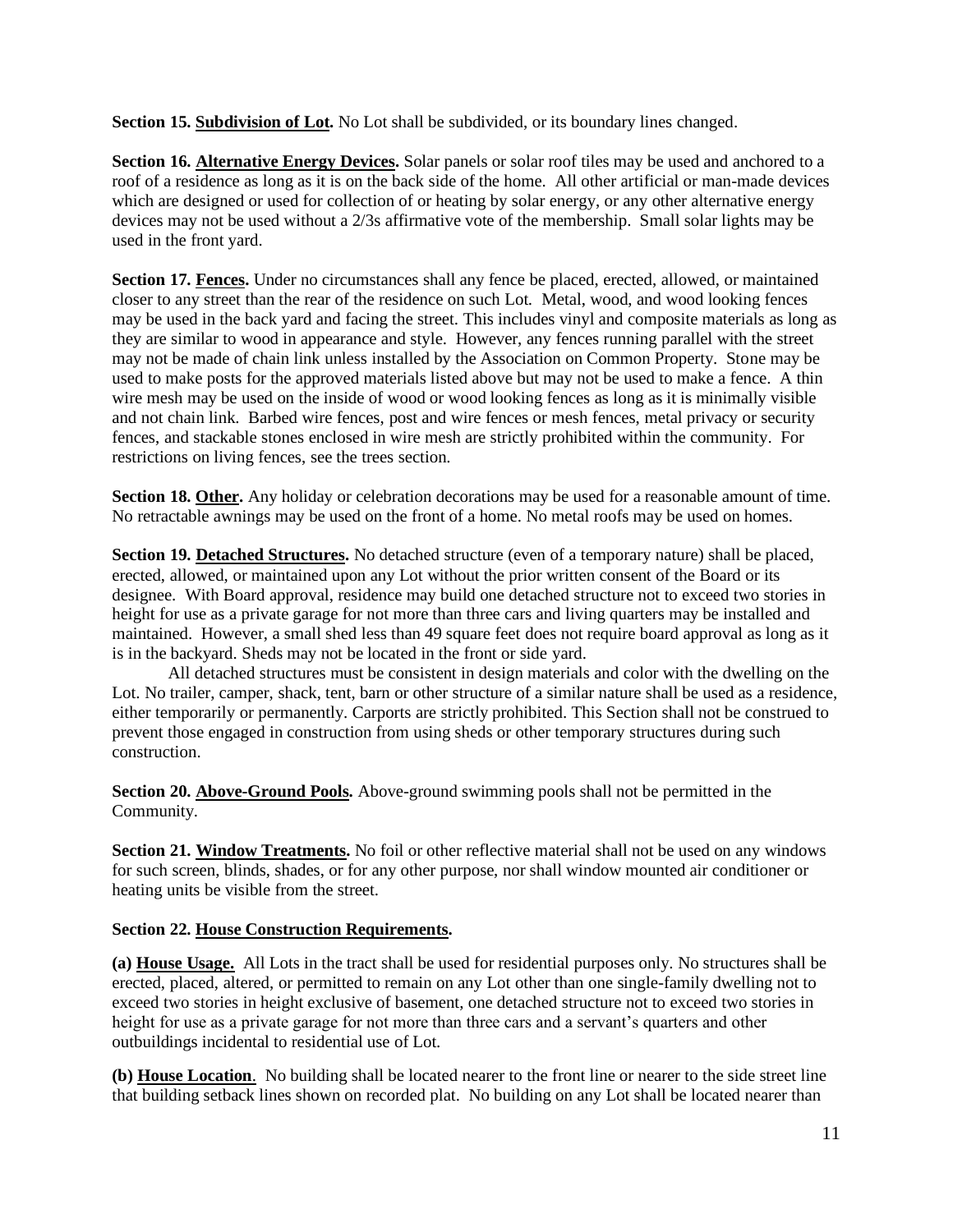**Section 15. Subdivision of Lot.** No Lot shall be subdivided, or its boundary lines changed.

**Section 16. Alternative Energy Devices.** Solar panels or solar roof tiles may be used and anchored to a roof of a residence as long as it is on the back side of the home. All other artificial or man-made devices which are designed or used for collection of or heating by solar energy, or any other alternative energy devices may not be used without a 2/3s affirmative vote of the membership. Small solar lights may be used in the front yard.

**Section 17. Fences.** Under no circumstances shall any fence be placed, erected, allowed, or maintained closer to any street than the rear of the residence on such Lot. Metal, wood, and wood looking fences may be used in the back yard and facing the street. This includes vinyl and composite materials as long as they are similar to wood in appearance and style. However, any fences running parallel with the street may not be made of chain link unless installed by the Association on Common Property. Stone may be used to make posts for the approved materials listed above but may not be used to make a fence. A thin wire mesh may be used on the inside of wood or wood looking fences as long as it is minimally visible and not chain link. Barbed wire fences, post and wire fences or mesh fences, metal privacy or security fences, and stackable stones enclosed in wire mesh are strictly prohibited within the community. For restrictions on living fences, see the trees section.

**Section 18. Other.** Any holiday or celebration decorations may be used for a reasonable amount of time. No retractable awnings may be used on the front of a home. No metal roofs may be used on homes.

**Section 19. Detached Structures.** No detached structure (even of a temporary nature) shall be placed, erected, allowed, or maintained upon any Lot without the prior written consent of the Board or its designee. With Board approval, residence may build one detached structure not to exceed two stories in height for use as a private garage for not more than three cars and living quarters may be installed and maintained. However, a small shed less than 49 square feet does not require board approval as long as it is in the backyard. Sheds may not be located in the front or side yard.

All detached structures must be consistent in design materials and color with the dwelling on the Lot. No trailer, camper, shack, tent, barn or other structure of a similar nature shall be used as a residence, either temporarily or permanently. Carports are strictly prohibited. This Section shall not be construed to prevent those engaged in construction from using sheds or other temporary structures during such construction.

**Section 20. Above-Ground Pools.** Above-ground swimming pools shall not be permitted in the Community.

**Section 21. Window Treatments.** No foil or other reflective material shall not be used on any windows for such screen, blinds, shades, or for any other purpose, nor shall window mounted air conditioner or heating units be visible from the street.

**Section 22. House Construction Requirements.**

**(a) House Usage.** All Lots in the tract shall be used for residential purposes only. No structures shall be erected, placed, altered, or permitted to remain on any Lot other than one single-family dwelling not to exceed two stories in height exclusive of basement, one detached structure not to exceed two stories in height for use as a private garage for not more than three cars and a servant's quarters and other outbuildings incidental to residential use of Lot.

**(b) House Location**. No building shall be located nearer to the front line or nearer to the side street line that building setback lines shown on recorded plat. No building on any Lot shall be located nearer than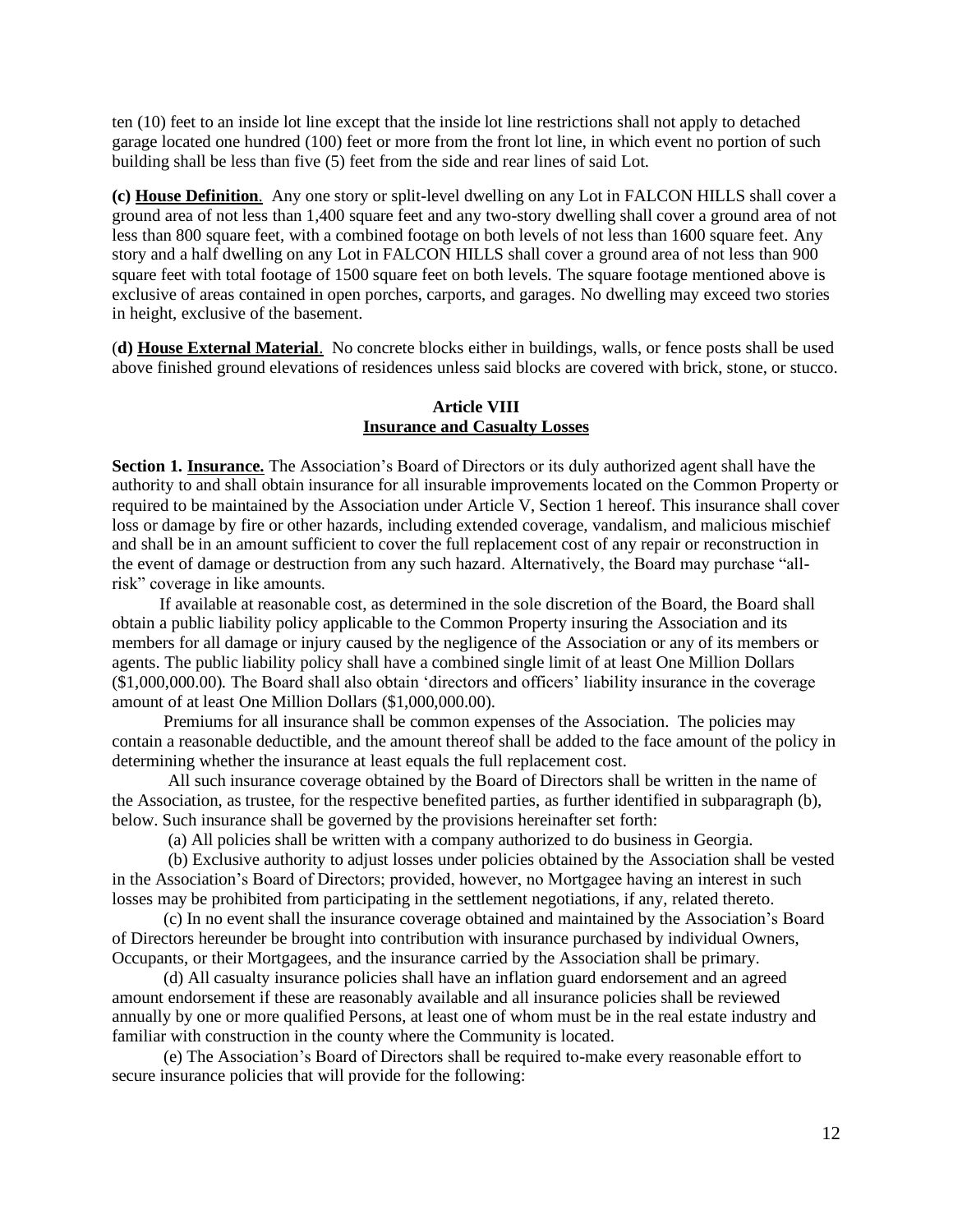ten (10) feet to an inside lot line except that the inside lot line restrictions shall not apply to detached garage located one hundred (100) feet or more from the front lot line, in which event no portion of such building shall be less than five (5) feet from the side and rear lines of said Lot.

**(c) House Definition**. Any one story or split-level dwelling on any Lot in FALCON HILLS shall cover a ground area of not less than 1,400 square feet and any two-story dwelling shall cover a ground area of not less than 800 square feet, with a combined footage on both levels of not less than 1600 square feet. Any story and a half dwelling on any Lot in FALCON HILLS shall cover a ground area of not less than 900 square feet with total footage of 1500 square feet on both levels. The square footage mentioned above is exclusive of areas contained in open porches, carports, and garages. No dwelling may exceed two stories in height, exclusive of the basement.

(**d) House External Material**. No concrete blocks either in buildings, walls, or fence posts shall be used above finished ground elevations of residences unless said blocks are covered with brick, stone, or stucco.

## Article VIII
## Insurance and Casualty Losses

**Section 1. Insurance.** The Association's Board of Directors or its duly authorized agent shall have the authority to and shall obtain insurance for all insurable improvements located on the Common Property or required to be maintained by the Association under Article V, Section 1 hereof. This insurance shall cover loss or damage by fire or other hazards, including extended coverage, vandalism, and malicious mischief and shall be in an amount sufficient to cover the full replacement cost of any repair or reconstruction in the event of damage or destruction from any such hazard. Alternatively, the Board may purchase "all-risk" coverage in like amounts.

If available at reasonable cost, as determined in the sole discretion of the Board, the Board shall obtain a public liability policy applicable to the Common Property insuring the Association and its members for all damage or injury caused by the negligence of the Association or any of its members or agents. The public liability policy shall have a combined single limit of at least One Million Dollars ($1,000,000.00). The Board shall also obtain 'directors and officers' liability insurance in the coverage amount of at least One Million Dollars ($1,000,000.00).

Premiums for all insurance shall be common expenses of the Association. The policies may contain a reasonable deductible, and the amount thereof shall be added to the face amount of the policy in determining whether the insurance at least equals the full replacement cost.

All such insurance coverage obtained by the Board of Directors shall be written in the name of the Association, as trustee, for the respective benefited parties, as further identified in subparagraph (b), below. Such insurance shall be governed by the provisions hereinafter set forth:

(a) All policies shall be written with a company authorized to do business in Georgia.

(b) Exclusive authority to adjust losses under policies obtained by the Association shall be vested in the Association's Board of Directors; provided, however, no Mortgagee having an interest in such losses may be prohibited from participating in the settlement negotiations, if any, related thereto.

(c) In no event shall the insurance coverage obtained and maintained by the Association's Board of Directors hereunder be brought into contribution with insurance purchased by individual Owners, Occupants, or their Mortgagees, and the insurance carried by the Association shall be primary.

(d) All casualty insurance policies shall have an inflation guard endorsement and an agreed amount endorsement if these are reasonably available and all insurance policies shall be reviewed annually by one or more qualified Persons, at least one of whom must be in the real estate industry and familiar with construction in the county where the Community is located.

(e) The Association's Board of Directors shall be required to-make every reasonable effort to secure insurance policies that will provide for the following: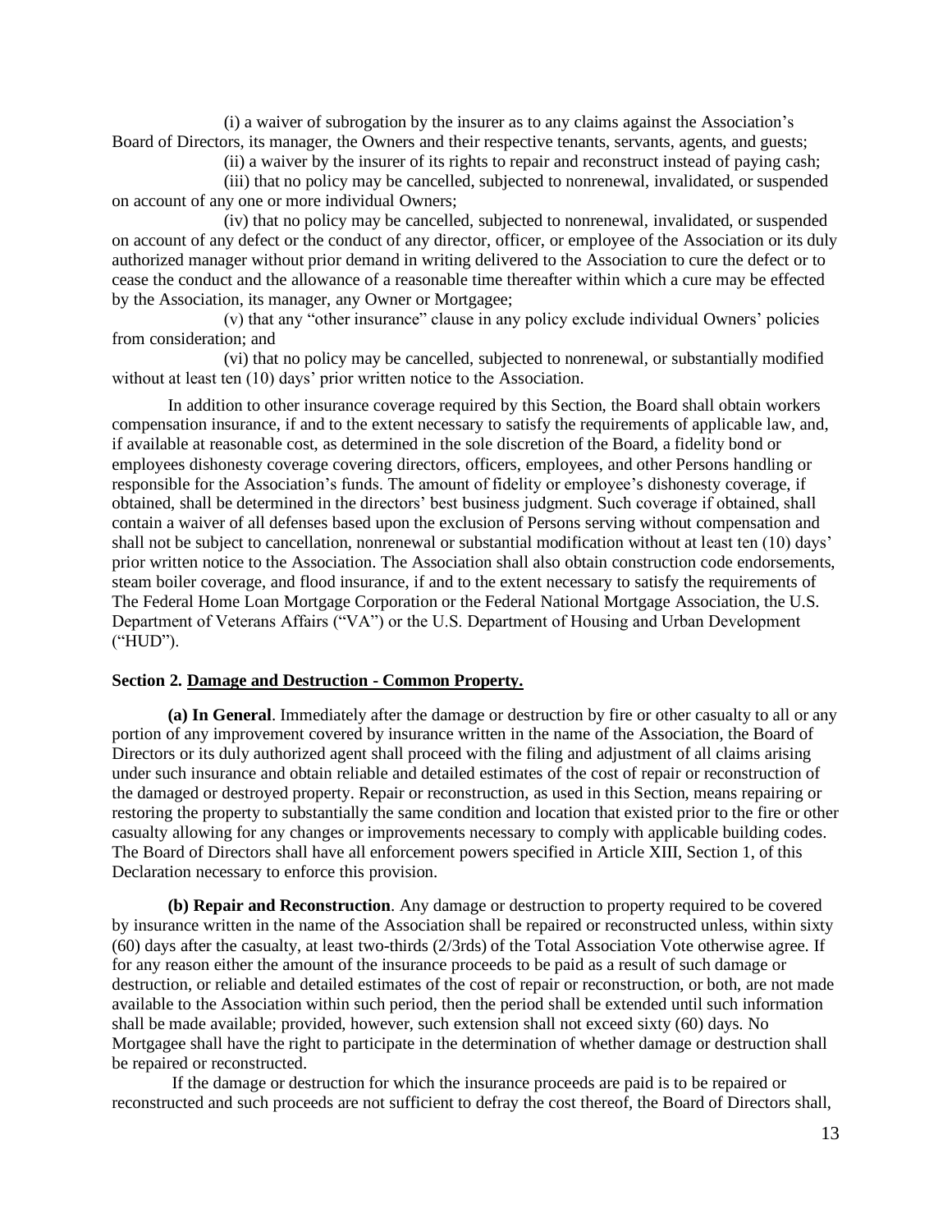(i) a waiver of subrogation by the insurer as to any claims against the Association's Board of Directors, its manager, the Owners and their respective tenants, servants, agents, and guests;

(ii) a waiver by the insurer of its rights to repair and reconstruct instead of paying cash;

(iii) that no policy may be cancelled, subjected to nonrenewal, invalidated, or suspended on account of any one or more individual Owners;

(iv) that no policy may be cancelled, subjected to nonrenewal, invalidated, or suspended on account of any defect or the conduct of any director, officer, or employee of the Association or its duly authorized manager without prior demand in writing delivered to the Association to cure the defect or to cease the conduct and the allowance of a reasonable time thereafter within which a cure may be effected by the Association, its manager, any Owner or Mortgagee;

(v) that any "other insurance" clause in any policy exclude individual Owners' policies from consideration; and

(vi) that no policy may be cancelled, subjected to nonrenewal, or substantially modified without at least ten (10) days' prior written notice to the Association.

In addition to other insurance coverage required by this Section, the Board shall obtain workers compensation insurance, if and to the extent necessary to satisfy the requirements of applicable law, and, if available at reasonable cost, as determined in the sole discretion of the Board, a fidelity bond or employees dishonesty coverage covering directors, officers, employees, and other Persons handling or responsible for the Association's funds. The amount of fidelity or employee's dishonesty coverage, if obtained, shall be determined in the directors' best business judgment. Such coverage if obtained, shall contain a waiver of all defenses based upon the exclusion of Persons serving without compensation and shall not be subject to cancellation, nonrenewal or substantial modification without at least ten (10) days' prior written notice to the Association. The Association shall also obtain construction code endorsements, steam boiler coverage, and flood insurance, if and to the extent necessary to satisfy the requirements of The Federal Home Loan Mortgage Corporation or the Federal National Mortgage Association, the U.S. Department of Veterans Affairs ("VA") or the U.S. Department of Housing and Urban Development ("HUD").

**Section 2. Damage and Destruction - Common Property.**

**(a) In General**. Immediately after the damage or destruction by fire or other casualty to all or any portion of any improvement covered by insurance written in the name of the Association, the Board of Directors or its duly authorized agent shall proceed with the filing and adjustment of all claims arising under such insurance and obtain reliable and detailed estimates of the cost of repair or reconstruction of the damaged or destroyed property. Repair or reconstruction, as used in this Section, means repairing or restoring the property to substantially the same condition and location that existed prior to the fire or other casualty allowing for any changes or improvements necessary to comply with applicable building codes. The Board of Directors shall have all enforcement powers specified in Article XIII, Section 1, of this Declaration necessary to enforce this provision.

**(b) Repair and Reconstruction**. Any damage or destruction to property required to be covered by insurance written in the name of the Association shall be repaired or reconstructed unless, within sixty (60) days after the casualty, at least two-thirds (2/3rds) of the Total Association Vote otherwise agree. If for any reason either the amount of the insurance proceeds to be paid as a result of such damage or destruction, or reliable and detailed estimates of the cost of repair or reconstruction, or both, are not made available to the Association within such period, then the period shall be extended until such information shall be made available; provided, however, such extension shall not exceed sixty (60) days. No Mortgagee shall have the right to participate in the determination of whether damage or destruction shall be repaired or reconstructed.

If the damage or destruction for which the insurance proceeds are paid is to be repaired or reconstructed and such proceeds are not sufficient to defray the cost thereof, the Board of Directors shall,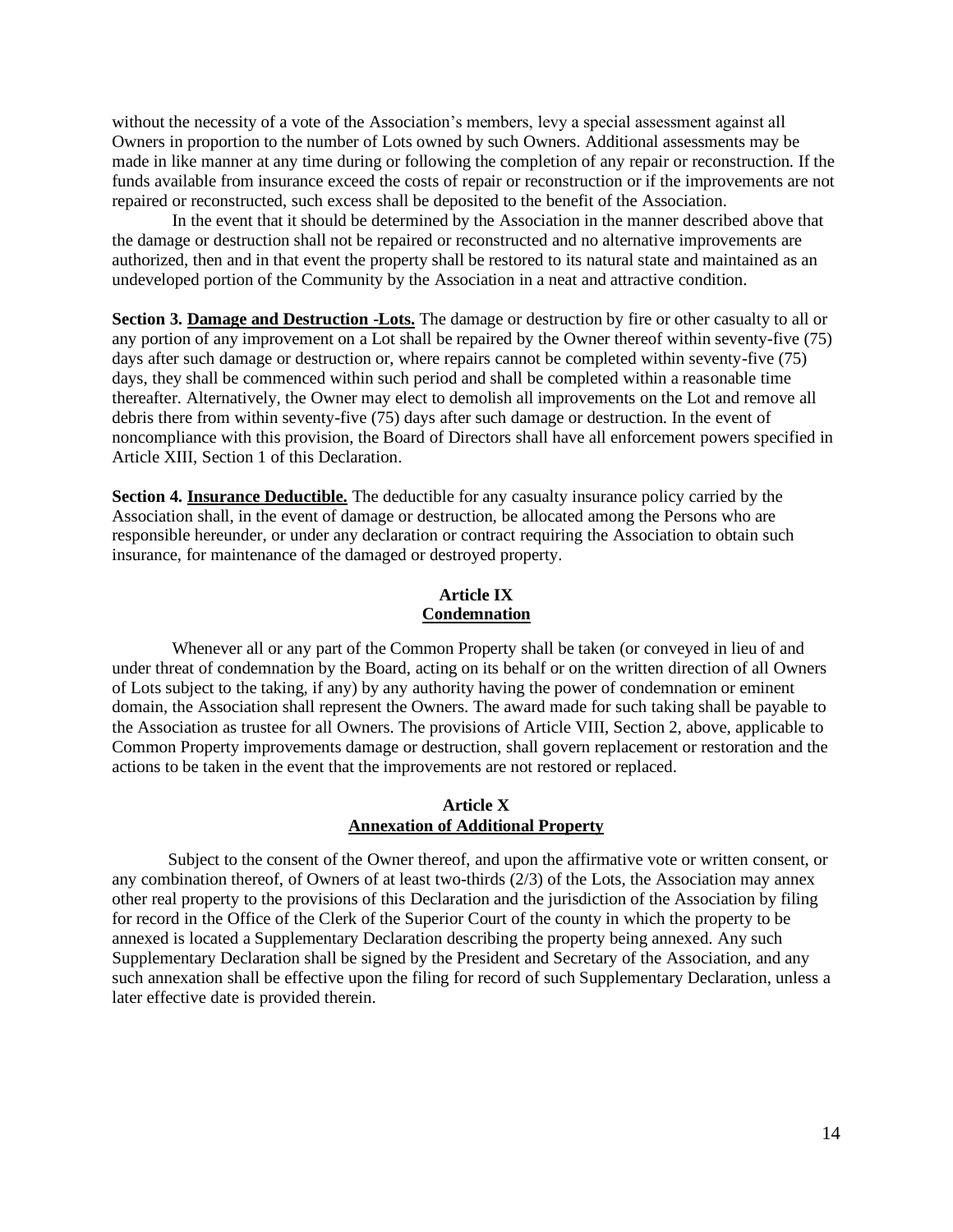without the necessity of a vote of the Association's members, levy a special assessment against all Owners in proportion to the number of Lots owned by such Owners. Additional assessments may be made in like manner at any time during or following the completion of any repair or reconstruction. If the funds available from insurance exceed the costs of repair or reconstruction or if the improvements are not repaired or reconstructed, such excess shall be deposited to the benefit of the Association.

In the event that it should be determined by the Association in the manner described above that the damage or destruction shall not be repaired or reconstructed and no alternative improvements are authorized, then and in that event the property shall be restored to its natural state and maintained as an undeveloped portion of the Community by the Association in a neat and attractive condition.

**Section 3. Damage and Destruction -Lots.** The damage or destruction by fire or other casualty to all or any portion of any improvement on a Lot shall be repaired by the Owner thereof within seventy-five (75) days after such damage or destruction or, where repairs cannot be completed within seventy-five (75) days, they shall be commenced within such period and shall be completed within a reasonable time thereafter. Alternatively, the Owner may elect to demolish all improvements on the Lot and remove all debris there from within seventy-five (75) days after such damage or destruction. In the event of noncompliance with this provision, the Board of Directors shall have all enforcement powers specified in Article XIII, Section 1 of this Declaration.

**Section 4. Insurance Deductible.** The deductible for any casualty insurance policy carried by the Association shall, in the event of damage or destruction, be allocated among the Persons who are responsible hereunder, or under any declaration or contract requiring the Association to obtain such insurance, for maintenance of the damaged or destroyed property.

## Article IX
## Condemnation

Whenever all or any part of the Common Property shall be taken (or conveyed in lieu of and under threat of condemnation by the Board, acting on its behalf or on the written direction of all Owners of Lots subject to the taking, if any) by any authority having the power of condemnation or eminent domain, the Association shall represent the Owners. The award made for such taking shall be payable to the Association as trustee for all Owners. The provisions of Article VIII, Section 2, above, applicable to Common Property improvements damage or destruction, shall govern replacement or restoration and the actions to be taken in the event that the improvements are not restored or replaced.

## Article X
## Annexation of Additional Property

Subject to the consent of the Owner thereof, and upon the affirmative vote or written consent, or any combination thereof, of Owners of at least two-thirds (2/3) of the Lots, the Association may annex other real property to the provisions of this Declaration and the jurisdiction of the Association by filing for record in the Office of the Clerk of the Superior Court of the county in which the property to be annexed is located a Supplementary Declaration describing the property being annexed. Any such Supplementary Declaration shall be signed by the President and Secretary of the Association, and any such annexation shall be effective upon the filing for record of such Supplementary Declaration, unless a later effective date is provided therein.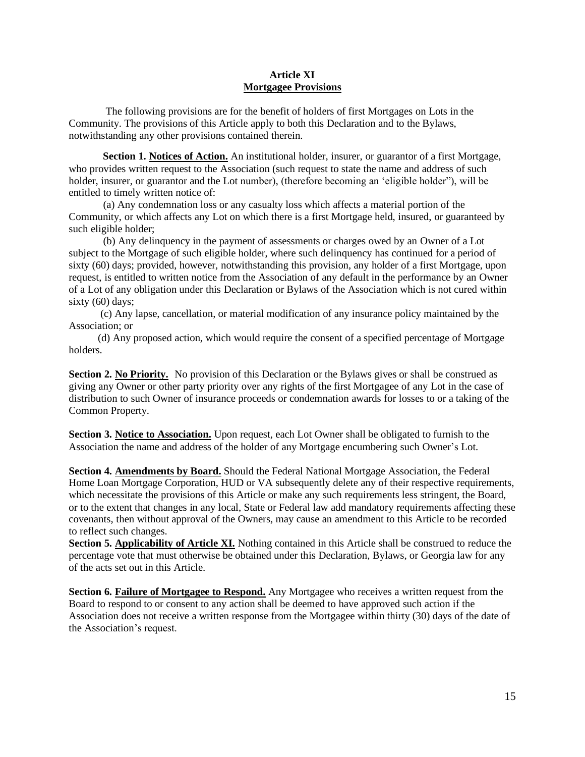## Article XI
## Mortgagee Provisions

The following provisions are for the benefit of holders of first Mortgages on Lots in the Community. The provisions of this Article apply to both this Declaration and to the Bylaws, notwithstanding any other provisions contained therein.

**Section 1. Notices of Action.** An institutional holder, insurer, or guarantor of a first Mortgage, who provides written request to the Association (such request to state the name and address of such holder, insurer, or guarantor and the Lot number), (therefore becoming an 'eligible holder"), will be entitled to timely written notice of:

(a) Any condemnation loss or any casualty loss which affects a material portion of the Community, or which affects any Lot on which there is a first Mortgage held, insured, or guaranteed by such eligible holder;

(b) Any delinquency in the payment of assessments or charges owed by an Owner of a Lot subject to the Mortgage of such eligible holder, where such delinquency has continued for a period of sixty (60) days; provided, however, notwithstanding this provision, any holder of a first Mortgage, upon request, is entitled to written notice from the Association of any default in the performance by an Owner of a Lot of any obligation under this Declaration or Bylaws of the Association which is not cured within sixty (60) days;

(c) Any lapse, cancellation, or material modification of any insurance policy maintained by the Association; or

(d) Any proposed action, which would require the consent of a specified percentage of Mortgage holders.

**Section 2. No Priority.** No provision of this Declaration or the Bylaws gives or shall be construed as giving any Owner or other party priority over any rights of the first Mortgagee of any Lot in the case of distribution to such Owner of insurance proceeds or condemnation awards for losses to or a taking of the Common Property.

**Section 3. Notice to Association.** Upon request, each Lot Owner shall be obligated to furnish to the Association the name and address of the holder of any Mortgage encumbering such Owner's Lot.

**Section 4. Amendments by Board.** Should the Federal National Mortgage Association, the Federal Home Loan Mortgage Corporation, HUD or VA subsequently delete any of their respective requirements, which necessitate the provisions of this Article or make any such requirements less stringent, the Board, or to the extent that changes in any local, State or Federal law add mandatory requirements affecting these covenants, then without approval of the Owners, may cause an amendment to this Article to be recorded to reflect such changes.

**Section 5. Applicability of Article XI.** Nothing contained in this Article shall be construed to reduce the percentage vote that must otherwise be obtained under this Declaration, Bylaws, or Georgia law for any of the acts set out in this Article.

**Section 6. Failure of Mortgagee to Respond.** Any Mortgagee who receives a written request from the Board to respond to or consent to any action shall be deemed to have approved such action if the Association does not receive a written response from the Mortgagee within thirty (30) days of the date of the Association's request.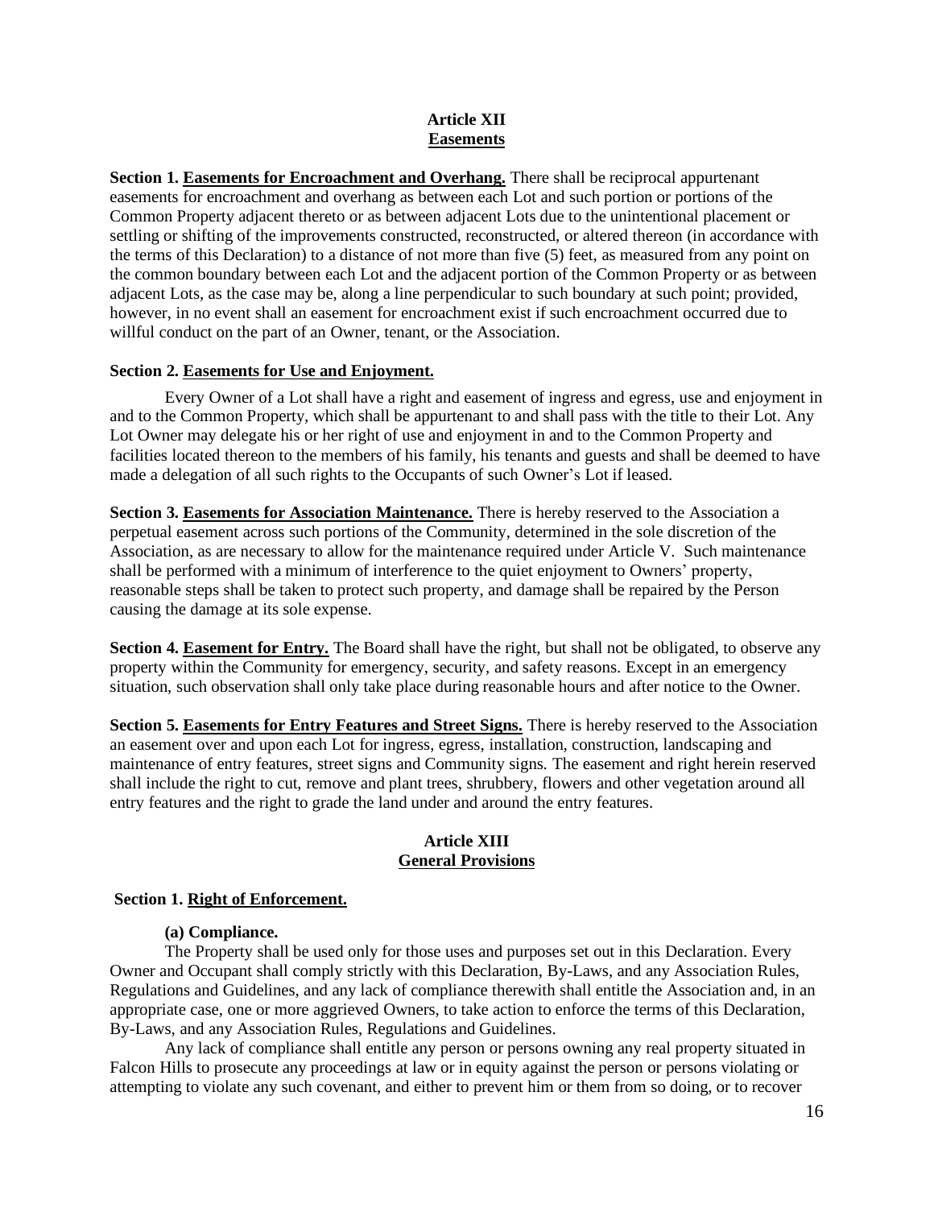## Article XII
## Easements

**Section 1. Easements for Encroachment and Overhang.** There shall be reciprocal appurtenant easements for encroachment and overhang as between each Lot and such portion or portions of the Common Property adjacent thereto or as between adjacent Lots due to the unintentional placement or settling or shifting of the improvements constructed, reconstructed, or altered thereon (in accordance with the terms of this Declaration) to a distance of not more than five (5) feet, as measured from any point on the common boundary between each Lot and the adjacent portion of the Common Property or as between adjacent Lots, as the case may be, along a line perpendicular to such boundary at such point; provided, however, in no event shall an easement for encroachment exist if such encroachment occurred due to willful conduct on the part of an Owner, tenant, or the Association.

**Section 2. Easements for Use and Enjoyment.**

Every Owner of a Lot shall have a right and easement of ingress and egress, use and enjoyment in and to the Common Property, which shall be appurtenant to and shall pass with the title to their Lot. Any Lot Owner may delegate his or her right of use and enjoyment in and to the Common Property and facilities located thereon to the members of his family, his tenants and guests and shall be deemed to have made a delegation of all such rights to the Occupants of such Owner's Lot if leased.

**Section 3. Easements for Association Maintenance.** There is hereby reserved to the Association a perpetual easement across such portions of the Community, determined in the sole discretion of the Association, as are necessary to allow for the maintenance required under Article V. Such maintenance shall be performed with a minimum of interference to the quiet enjoyment to Owners' property, reasonable steps shall be taken to protect such property, and damage shall be repaired by the Person causing the damage at its sole expense.

**Section 4. Easement for Entry.** The Board shall have the right, but shall not be obligated, to observe any property within the Community for emergency, security, and safety reasons. Except in an emergency situation, such observation shall only take place during reasonable hours and after notice to the Owner.

**Section 5. Easements for Entry Features and Street Signs.** There is hereby reserved to the Association an easement over and upon each Lot for ingress, egress, installation, construction, landscaping and maintenance of entry features, street signs and Community signs. The easement and right herein reserved shall include the right to cut, remove and plant trees, shrubbery, flowers and other vegetation around all entry features and the right to grade the land under and around the entry features.

## Article XIII
## General Provisions

**Section 1. Right of Enforcement.**

**(a) Compliance.**

The Property shall be used only for those uses and purposes set out in this Declaration. Every Owner and Occupant shall comply strictly with this Declaration, By-Laws, and any Association Rules, Regulations and Guidelines, and any lack of compliance therewith shall entitle the Association and, in an appropriate case, one or more aggrieved Owners, to take action to enforce the terms of this Declaration, By-Laws, and any Association Rules, Regulations and Guidelines.

Any lack of compliance shall entitle any person or persons owning any real property situated in Falcon Hills to prosecute any proceedings at law or in equity against the person or persons violating or attempting to violate any such covenant, and either to prevent him or them from so doing, or to recover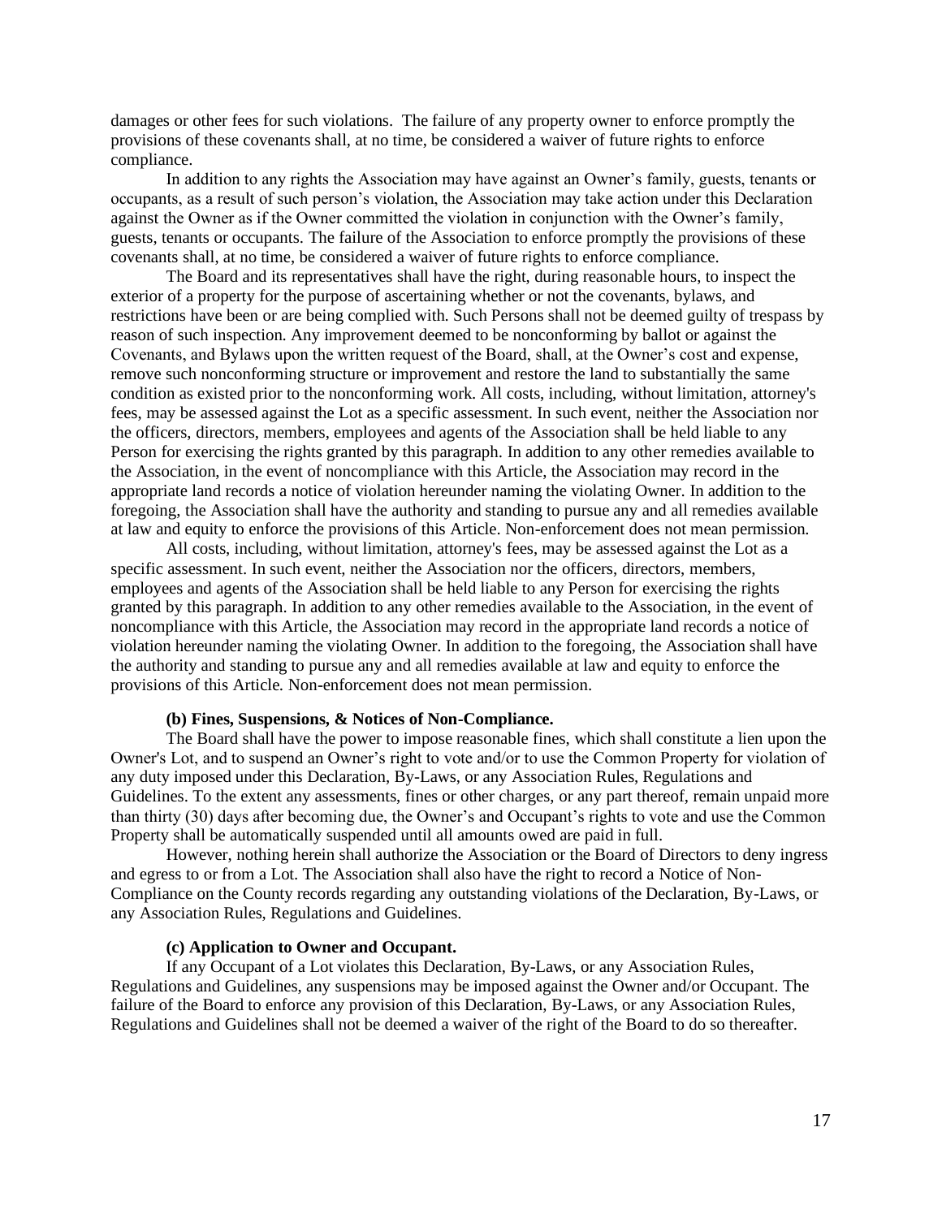damages or other fees for such violations. The failure of any property owner to enforce promptly the provisions of these covenants shall, at no time, be considered a waiver of future rights to enforce compliance.

In addition to any rights the Association may have against an Owner's family, guests, tenants or occupants, as a result of such person's violation, the Association may take action under this Declaration against the Owner as if the Owner committed the violation in conjunction with the Owner's family, guests, tenants or occupants. The failure of the Association to enforce promptly the provisions of these covenants shall, at no time, be considered a waiver of future rights to enforce compliance.

The Board and its representatives shall have the right, during reasonable hours, to inspect the exterior of a property for the purpose of ascertaining whether or not the covenants, bylaws, and restrictions have been or are being complied with. Such Persons shall not be deemed guilty of trespass by reason of such inspection. Any improvement deemed to be nonconforming by ballot or against the Covenants, and Bylaws upon the written request of the Board, shall, at the Owner's cost and expense, remove such nonconforming structure or improvement and restore the land to substantially the same condition as existed prior to the nonconforming work. All costs, including, without limitation, attorney's fees, may be assessed against the Lot as a specific assessment. In such event, neither the Association nor the officers, directors, members, employees and agents of the Association shall be held liable to any Person for exercising the rights granted by this paragraph. In addition to any other remedies available to the Association, in the event of noncompliance with this Article, the Association may record in the appropriate land records a notice of violation hereunder naming the violating Owner. In addition to the foregoing, the Association shall have the authority and standing to pursue any and all remedies available at law and equity to enforce the provisions of this Article. Non-enforcement does not mean permission.

All costs, including, without limitation, attorney's fees, may be assessed against the Lot as a specific assessment. In such event, neither the Association nor the officers, directors, members, employees and agents of the Association shall be held liable to any Person for exercising the rights granted by this paragraph. In addition to any other remedies available to the Association, in the event of noncompliance with this Article, the Association may record in the appropriate land records a notice of violation hereunder naming the violating Owner. In addition to the foregoing, the Association shall have the authority and standing to pursue any and all remedies available at law and equity to enforce the provisions of this Article. Non-enforcement does not mean permission.

**(b) Fines, Suspensions, & Notices of Non-Compliance.**

The Board shall have the power to impose reasonable fines, which shall constitute a lien upon the Owner's Lot, and to suspend an Owner's right to vote and/or to use the Common Property for violation of any duty imposed under this Declaration, By-Laws, or any Association Rules, Regulations and Guidelines. To the extent any assessments, fines or other charges, or any part thereof, remain unpaid more than thirty (30) days after becoming due, the Owner's and Occupant's rights to vote and use the Common Property shall be automatically suspended until all amounts owed are paid in full.

However, nothing herein shall authorize the Association or the Board of Directors to deny ingress and egress to or from a Lot. The Association shall also have the right to record a Notice of Non-Compliance on the County records regarding any outstanding violations of the Declaration, By-Laws, or any Association Rules, Regulations and Guidelines.

**(c) Application to Owner and Occupant.**

If any Occupant of a Lot violates this Declaration, By-Laws, or any Association Rules, Regulations and Guidelines, any suspensions may be imposed against the Owner and/or Occupant. The failure of the Board to enforce any provision of this Declaration, By-Laws, or any Association Rules, Regulations and Guidelines shall not be deemed a waiver of the right of the Board to do so thereafter.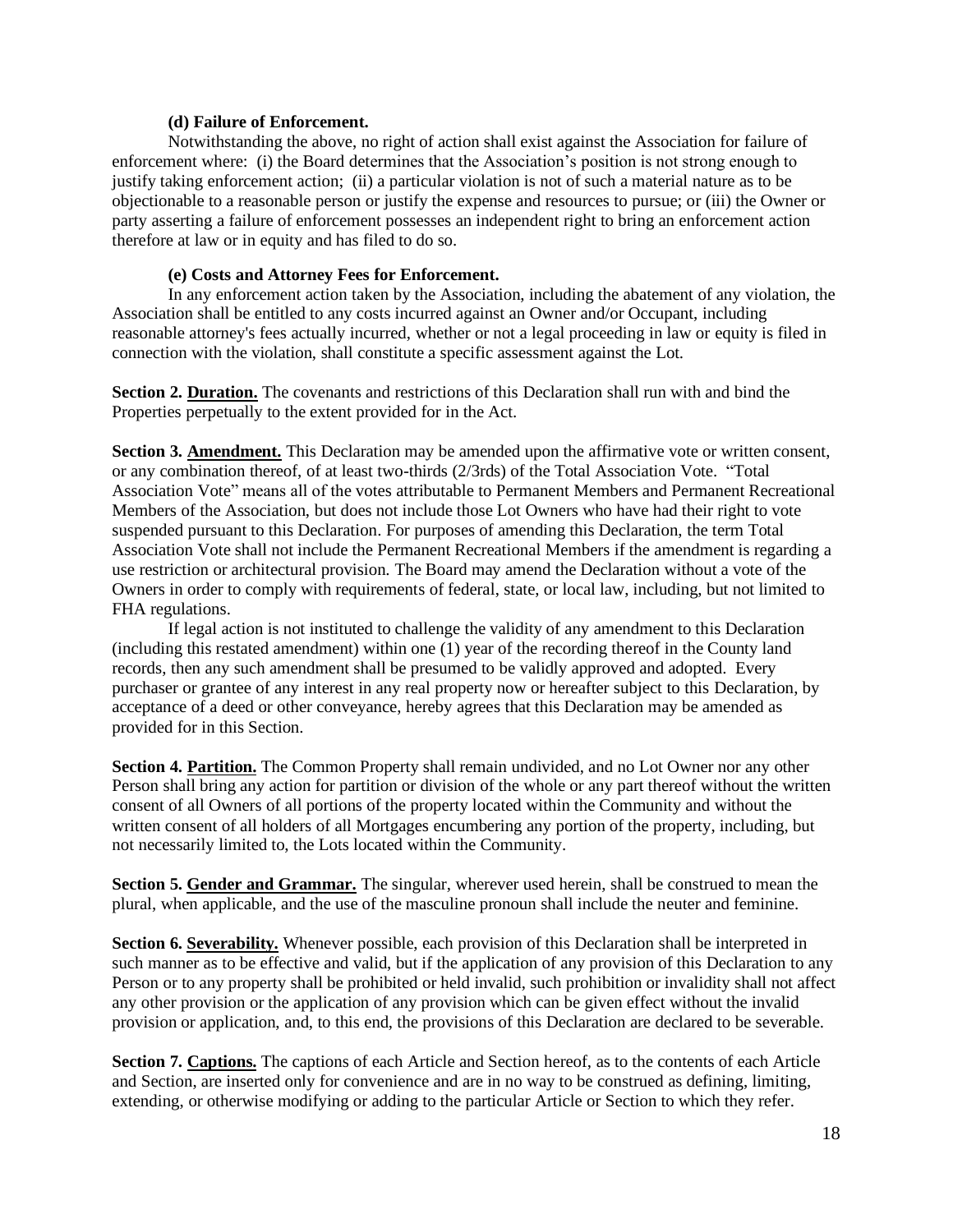**(d) Failure of Enforcement.**

Notwithstanding the above, no right of action shall exist against the Association for failure of enforcement where: (i) the Board determines that the Association's position is not strong enough to justify taking enforcement action; (ii) a particular violation is not of such a material nature as to be objectionable to a reasonable person or justify the expense and resources to pursue; or (iii) the Owner or party asserting a failure of enforcement possesses an independent right to bring an enforcement action therefore at law or in equity and has filed to do so.

**(e) Costs and Attorney Fees for Enforcement.**

In any enforcement action taken by the Association, including the abatement of any violation, the Association shall be entitled to any costs incurred against an Owner and/or Occupant, including reasonable attorney's fees actually incurred, whether or not a legal proceeding in law or equity is filed in connection with the violation, shall constitute a specific assessment against the Lot.

**Section 2. <u>Duration.</u>** The covenants and restrictions of this Declaration shall run with and bind the Properties perpetually to the extent provided for in the Act.

**Section 3. <u>Amendment.</u>** This Declaration may be amended upon the affirmative vote or written consent, or any combination thereof, of at least two-thirds (2/3rds) of the Total Association Vote. "Total Association Vote" means all of the votes attributable to Permanent Members and Permanent Recreational Members of the Association, but does not include those Lot Owners who have had their right to vote suspended pursuant to this Declaration. For purposes of amending this Declaration, the term Total Association Vote shall not include the Permanent Recreational Members if the amendment is regarding a use restriction or architectural provision. The Board may amend the Declaration without a vote of the Owners in order to comply with requirements of federal, state, or local law, including, but not limited to FHA regulations.

If legal action is not instituted to challenge the validity of any amendment to this Declaration (including this restated amendment) within one (1) year of the recording thereof in the County land records, then any such amendment shall be presumed to be validly approved and adopted. Every purchaser or grantee of any interest in any real property now or hereafter subject to this Declaration, by acceptance of a deed or other conveyance, hereby agrees that this Declaration may be amended as provided for in this Section.

**Section 4. <u>Partition.</u>** The Common Property shall remain undivided, and no Lot Owner nor any other Person shall bring any action for partition or division of the whole or any part thereof without the written consent of all Owners of all portions of the property located within the Community and without the written consent of all holders of all Mortgages encumbering any portion of the property, including, but not necessarily limited to, the Lots located within the Community.

**Section 5. <u>Gender and Grammar.</u>** The singular, wherever used herein, shall be construed to mean the plural, when applicable, and the use of the masculine pronoun shall include the neuter and feminine.

**Section 6. <u>Severability.</u>** Whenever possible, each provision of this Declaration shall be interpreted in such manner as to be effective and valid, but if the application of any provision of this Declaration to any Person or to any property shall be prohibited or held invalid, such prohibition or invalidity shall not affect any other provision or the application of any provision which can be given effect without the invalid provision or application, and, to this end, the provisions of this Declaration are declared to be severable.

**Section 7. <u>Captions.</u>** The captions of each Article and Section hereof, as to the contents of each Article and Section, are inserted only for convenience and are in no way to be construed as defining, limiting, extending, or otherwise modifying or adding to the particular Article or Section to which they refer.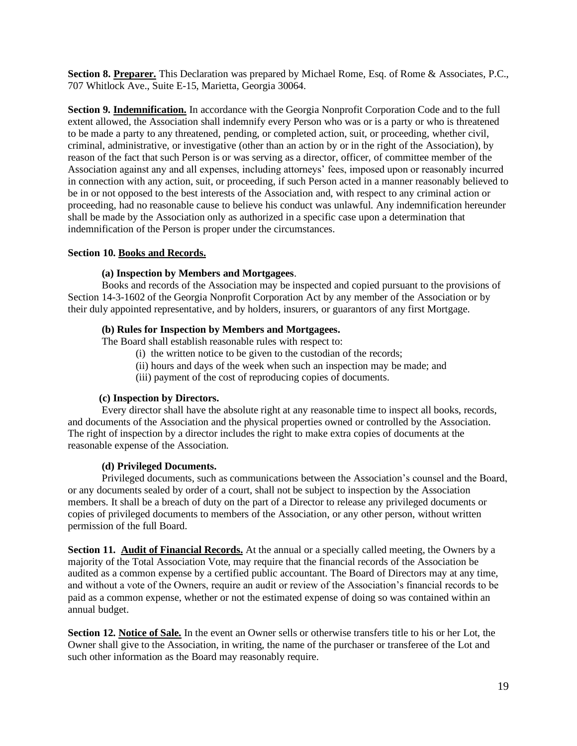**Section 8. Preparer.** This Declaration was prepared by Michael Rome, Esq. of Rome & Associates, P.C., 707 Whitlock Ave., Suite E-15, Marietta, Georgia 30064.

**Section 9. Indemnification.** In accordance with the Georgia Nonprofit Corporation Code and to the full extent allowed, the Association shall indemnify every Person who was or is a party or who is threatened to be made a party to any threatened, pending, or completed action, suit, or proceeding, whether civil, criminal, administrative, or investigative (other than an action by or in the right of the Association), by reason of the fact that such Person is or was serving as a director, officer, of committee member of the Association against any and all expenses, including attorneys' fees, imposed upon or reasonably incurred in connection with any action, suit, or proceeding, if such Person acted in a manner reasonably believed to be in or not opposed to the best interests of the Association and, with respect to any criminal action or proceeding, had no reasonable cause to believe his conduct was unlawful. Any indemnification hereunder shall be made by the Association only as authorized in a specific case upon a determination that indemnification of the Person is proper under the circumstances.

**Section 10. Books and Records.**

**(a) Inspection by Members and Mortgagees**.

Books and records of the Association may be inspected and copied pursuant to the provisions of Section 14-3-1602 of the Georgia Nonprofit Corporation Act by any member of the Association or by their duly appointed representative, and by holders, insurers, or guarantors of any first Mortgage.

**(b) Rules for Inspection by Members and Mortgagees.**

The Board shall establish reasonable rules with respect to:

(i) the written notice to be given to the custodian of the records;
(ii) hours and days of the week when such an inspection may be made; and
(iii) payment of the cost of reproducing copies of documents.

**(c) Inspection by Directors.**

Every director shall have the absolute right at any reasonable time to inspect all books, records, and documents of the Association and the physical properties owned or controlled by the Association. The right of inspection by a director includes the right to make extra copies of documents at the reasonable expense of the Association.

**(d) Privileged Documents.**

Privileged documents, such as communications between the Association's counsel and the Board, or any documents sealed by order of a court, shall not be subject to inspection by the Association members. It shall be a breach of duty on the part of a Director to release any privileged documents or copies of privileged documents to members of the Association, or any other person, without written permission of the full Board.

**Section 11. Audit of Financial Records.** At the annual or a specially called meeting, the Owners by a majority of the Total Association Vote, may require that the financial records of the Association be audited as a common expense by a certified public accountant. The Board of Directors may at any time, and without a vote of the Owners, require an audit or review of the Association's financial records to be paid as a common expense, whether or not the estimated expense of doing so was contained within an annual budget.

**Section 12. Notice of Sale.** In the event an Owner sells or otherwise transfers title to his or her Lot, the Owner shall give to the Association, in writing, the name of the purchaser or transferee of the Lot and such other information as the Board may reasonably require.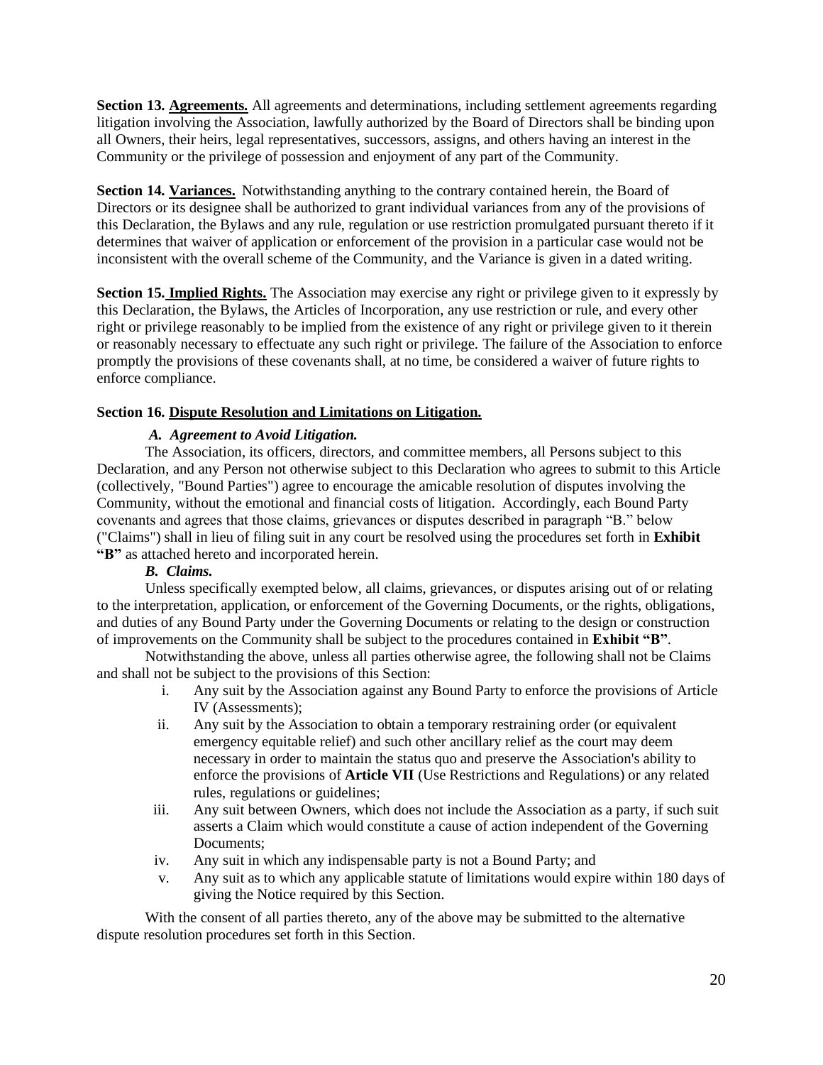**Section 13. Agreements.** All agreements and determinations, including settlement agreements regarding litigation involving the Association, lawfully authorized by the Board of Directors shall be binding upon all Owners, their heirs, legal representatives, successors, assigns, and others having an interest in the Community or the privilege of possession and enjoyment of any part of the Community.

**Section 14. Variances.** Notwithstanding anything to the contrary contained herein, the Board of Directors or its designee shall be authorized to grant individual variances from any of the provisions of this Declaration, the Bylaws and any rule, regulation or use restriction promulgated pursuant thereto if it determines that waiver of application or enforcement of the provision in a particular case would not be inconsistent with the overall scheme of the Community, and the Variance is given in a dated writing.

**Section 15. Implied Rights.** The Association may exercise any right or privilege given to it expressly by this Declaration, the Bylaws, the Articles of Incorporation, any use restriction or rule, and every other right or privilege reasonably to be implied from the existence of any right or privilege given to it therein or reasonably necessary to effectuate any such right or privilege. The failure of the Association to enforce promptly the provisions of these covenants shall, at no time, be considered a waiver of future rights to enforce compliance.

**Section 16. Dispute Resolution and Limitations on Litigation.**

***A. Agreement to Avoid Litigation.***

The Association, its officers, directors, and committee members, all Persons subject to this Declaration, and any Person not otherwise subject to this Declaration who agrees to submit to this Article (collectively, "Bound Parties") agree to encourage the amicable resolution of disputes involving the Community, without the emotional and financial costs of litigation. Accordingly, each Bound Party covenants and agrees that those claims, grievances or disputes described in paragraph "B." below ("Claims") shall in lieu of filing suit in any court be resolved using the procedures set forth in **Exhibit "B"** as attached hereto and incorporated herein.

***B. Claims.***

Unless specifically exempted below, all claims, grievances, or disputes arising out of or relating to the interpretation, application, or enforcement of the Governing Documents, or the rights, obligations, and duties of any Bound Party under the Governing Documents or relating to the design or construction of improvements on the Community shall be subject to the procedures contained in **Exhibit "B"**.

Notwithstanding the above, unless all parties otherwise agree, the following shall not be Claims and shall not be subject to the provisions of this Section:

i. Any suit by the Association against any Bound Party to enforce the provisions of Article IV (Assessments);

ii. Any suit by the Association to obtain a temporary restraining order (or equivalent emergency equitable relief) and such other ancillary relief as the court may deem necessary in order to maintain the status quo and preserve the Association's ability to enforce the provisions of **Article VII** (Use Restrictions and Regulations) or any related rules, regulations or guidelines;

iii. Any suit between Owners, which does not include the Association as a party, if such suit asserts a Claim which would constitute a cause of action independent of the Governing Documents;

iv. Any suit in which any indispensable party is not a Bound Party; and

v. Any suit as to which any applicable statute of limitations would expire within 180 days of giving the Notice required by this Section.

With the consent of all parties thereto, any of the above may be submitted to the alternative dispute resolution procedures set forth in this Section.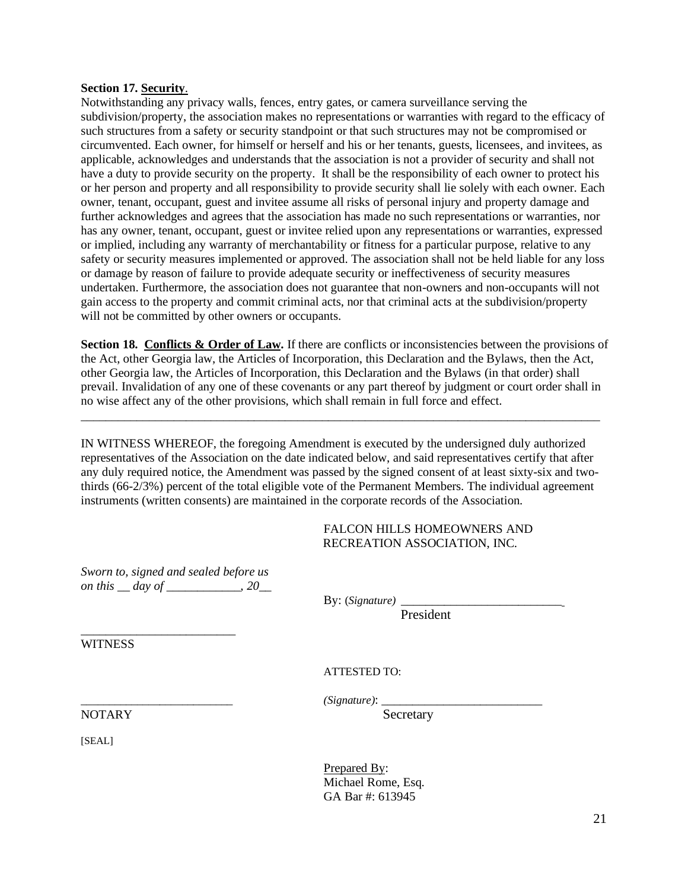**Section 17. Security**.
Notwithstanding any privacy walls, fences, entry gates, or camera surveillance serving the subdivision/property, the association makes no representations or warranties with regard to the efficacy of such structures from a safety or security standpoint or that such structures may not be compromised or circumvented. Each owner, for himself or herself and his or her tenants, guests, licensees, and invitees, as applicable, acknowledges and understands that the association is not a provider of security and shall not have a duty to provide security on the property. It shall be the responsibility of each owner to protect his or her person and property and all responsibility to provide security shall lie solely with each owner. Each owner, tenant, occupant, guest and invitee assume all risks of personal injury and property damage and further acknowledges and agrees that the association has made no such representations or warranties, nor has any owner, tenant, occupant, guest or invitee relied upon any representations or warranties, expressed or implied, including any warranty of merchantability or fitness for a particular purpose, relative to any safety or security measures implemented or approved. The association shall not be held liable for any loss or damage by reason of failure to provide adequate security or ineffectiveness of security measures undertaken. Furthermore, the association does not guarantee that non-owners and non-occupants will not gain access to the property and commit criminal acts, nor that criminal acts at the subdivision/property will not be committed by other owners or occupants.

**Section 18. Conflicts & Order of Law.** If there are conflicts or inconsistencies between the provisions of the Act, other Georgia law, the Articles of Incorporation, this Declaration and the Bylaws, then the Act, other Georgia law, the Articles of Incorporation, this Declaration and the Bylaws (in that order) shall prevail. Invalidation of any one of these covenants or any part thereof by judgment or court order shall in no wise affect any of the other provisions, which shall remain in full force and effect.

---

IN WITNESS WHEREOF, the foregoing Amendment is executed by the undersigned duly authorized representatives of the Association on the date indicated below, and said representatives certify that after any duly required notice, the Amendment was passed by the signed consent of at least sixty-six and two-thirds (66-2/3%) percent of the total eligible vote of the Permanent Members. The individual agreement instruments (written consents) are maintained in the corporate records of the Association.

FALCON HILLS HOMEOWNERS AND RECREATION ASSOCIATION, INC.

*Sworn to, signed and sealed before us on this __ day of ____________, 20__*

By: (*Signature*) __________________________
President

_________________________
WITNESS

ATTESTED TO:

_________________________
NOTARY

(*Signature*): __________________________
Secretary

[SEAL]

Prepared By:
Michael Rome, Esq.
GA Bar #: 613945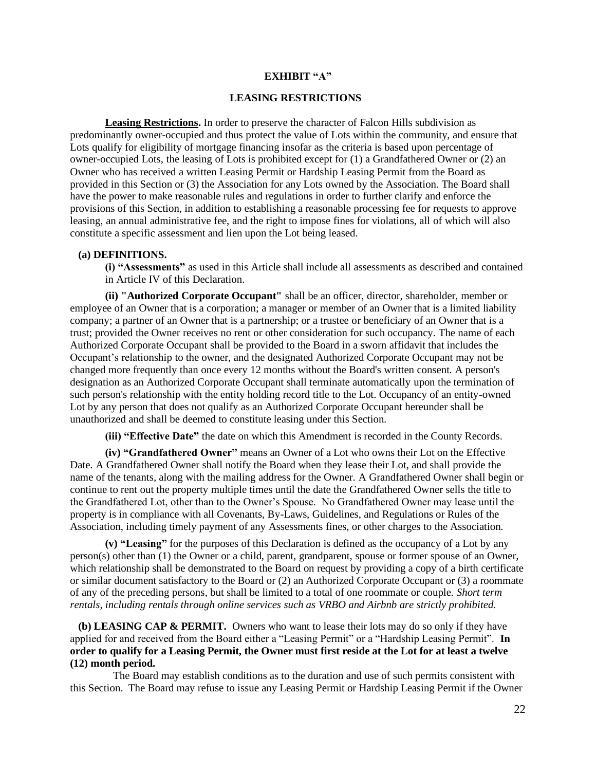**EXHIBIT "A"**

**LEASING RESTRICTIONS**

**Leasing Restrictions.** In order to preserve the character of Falcon Hills subdivision as predominantly owner-occupied and thus protect the value of Lots within the community, and ensure that Lots qualify for eligibility of mortgage financing insofar as the criteria is based upon percentage of owner-occupied Lots, the leasing of Lots is prohibited except for (1) a Grandfathered Owner or (2) an Owner who has received a written Leasing Permit or Hardship Leasing Permit from the Board as provided in this Section or (3) the Association for any Lots owned by the Association. The Board shall have the power to make reasonable rules and regulations in order to further clarify and enforce the provisions of this Section, in addition to establishing a reasonable processing fee for requests to approve leasing, an annual administrative fee, and the right to impose fines for violations, all of which will also constitute a specific assessment and lien upon the Lot being leased.

**(a) DEFINITIONS.**

**(i) "Assessments"** as used in this Article shall include all assessments as described and contained in Article IV of this Declaration.

**(ii) "Authorized Corporate Occupant"** shall be an officer, director, shareholder, member or employee of an Owner that is a corporation; a manager or member of an Owner that is a limited liability company; a partner of an Owner that is a partnership; or a trustee or beneficiary of an Owner that is a trust; provided the Owner receives no rent or other consideration for such occupancy. The name of each Authorized Corporate Occupant shall be provided to the Board in a sworn affidavit that includes the Occupant's relationship to the owner, and the designated Authorized Corporate Occupant may not be changed more frequently than once every 12 months without the Board's written consent. A person's designation as an Authorized Corporate Occupant shall terminate automatically upon the termination of such person's relationship with the entity holding record title to the Lot. Occupancy of an entity-owned Lot by any person that does not qualify as an Authorized Corporate Occupant hereunder shall be unauthorized and shall be deemed to constitute leasing under this Section.

**(iii) "Effective Date"** the date on which this Amendment is recorded in the County Records.

**(iv) "Grandfathered Owner"** means an Owner of a Lot who owns their Lot on the Effective Date. A Grandfathered Owner shall notify the Board when they lease their Lot, and shall provide the name of the tenants, along with the mailing address for the Owner. A Grandfathered Owner shall begin or continue to rent out the property multiple times until the date the Grandfathered Owner sells the title to the Grandfathered Lot, other than to the Owner's Spouse. No Grandfathered Owner may lease until the property is in compliance with all Covenants, By-Laws, Guidelines, and Regulations or Rules of the Association, including timely payment of any Assessments fines, or other charges to the Association.

**(v) "Leasing"** for the purposes of this Declaration is defined as the occupancy of a Lot by any person(s) other than (1) the Owner or a child, parent, grandparent, spouse or former spouse of an Owner, which relationship shall be demonstrated to the Board on request by providing a copy of a birth certificate or similar document satisfactory to the Board or (2) an Authorized Corporate Occupant or (3) a roommate of any of the preceding persons, but shall be limited to a total of one roommate or couple. *Short term rentals, including rentals through online services such as VRBO and Airbnb are strictly prohibited.*

**(b) LEASING CAP & PERMIT.** Owners who want to lease their lots may do so only if they have applied for and received from the Board either a "Leasing Permit" or a "Hardship Leasing Permit". **In order to qualify for a Leasing Permit, the Owner must first reside at the Lot for at least a twelve (12) month period.**

The Board may establish conditions as to the duration and use of such permits consistent with this Section. The Board may refuse to issue any Leasing Permit or Hardship Leasing Permit if the Owner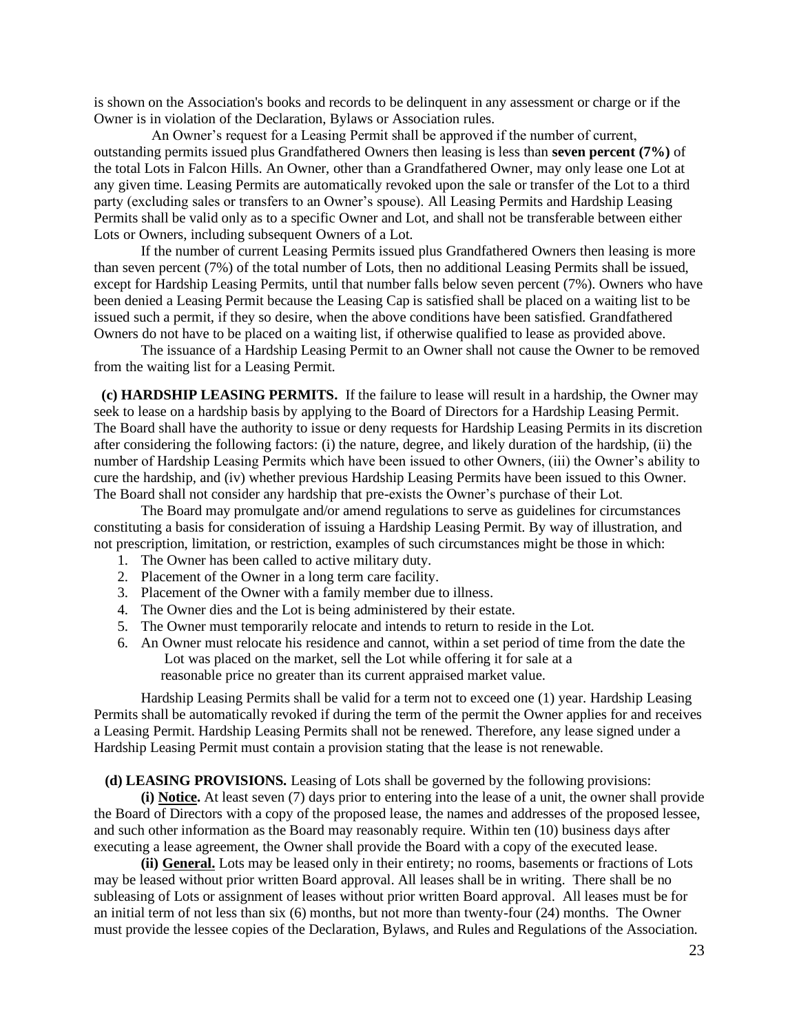is shown on the Association's books and records to be delinquent in any assessment or charge or if the Owner is in violation of the Declaration, Bylaws or Association rules.

An Owner's request for a Leasing Permit shall be approved if the number of current, outstanding permits issued plus Grandfathered Owners then leasing is less than **seven percent (7%)** of the total Lots in Falcon Hills. An Owner, other than a Grandfathered Owner, may only lease one Lot at any given time. Leasing Permits are automatically revoked upon the sale or transfer of the Lot to a third party (excluding sales or transfers to an Owner's spouse). All Leasing Permits and Hardship Leasing Permits shall be valid only as to a specific Owner and Lot, and shall not be transferable between either Lots or Owners, including subsequent Owners of a Lot.

If the number of current Leasing Permits issued plus Grandfathered Owners then leasing is more than seven percent (7%) of the total number of Lots, then no additional Leasing Permits shall be issued, except for Hardship Leasing Permits, until that number falls below seven percent (7%). Owners who have been denied a Leasing Permit because the Leasing Cap is satisfied shall be placed on a waiting list to be issued such a permit, if they so desire, when the above conditions have been satisfied. Grandfathered Owners do not have to be placed on a waiting list, if otherwise qualified to lease as provided above.

The issuance of a Hardship Leasing Permit to an Owner shall not cause the Owner to be removed from the waiting list for a Leasing Permit.

**(c) HARDSHIP LEASING PERMITS.** If the failure to lease will result in a hardship, the Owner may seek to lease on a hardship basis by applying to the Board of Directors for a Hardship Leasing Permit. The Board shall have the authority to issue or deny requests for Hardship Leasing Permits in its discretion after considering the following factors: (i) the nature, degree, and likely duration of the hardship, (ii) the number of Hardship Leasing Permits which have been issued to other Owners, (iii) the Owner's ability to cure the hardship, and (iv) whether previous Hardship Leasing Permits have been issued to this Owner. The Board shall not consider any hardship that pre-exists the Owner's purchase of their Lot.

The Board may promulgate and/or amend regulations to serve as guidelines for circumstances constituting a basis for consideration of issuing a Hardship Leasing Permit. By way of illustration, and not prescription, limitation, or restriction, examples of such circumstances might be those in which:

1. The Owner has been called to active military duty.
2. Placement of the Owner in a long term care facility.
3. Placement of the Owner with a family member due to illness.
4. The Owner dies and the Lot is being administered by their estate.
5. The Owner must temporarily relocate and intends to return to reside in the Lot.
6. An Owner must relocate his residence and cannot, within a set period of time from the date the Lot was placed on the market, sell the Lot while offering it for sale at a reasonable price no greater than its current appraised market value.

Hardship Leasing Permits shall be valid for a term not to exceed one (1) year. Hardship Leasing Permits shall be automatically revoked if during the term of the permit the Owner applies for and receives a Leasing Permit. Hardship Leasing Permits shall not be renewed. Therefore, any lease signed under a Hardship Leasing Permit must contain a provision stating that the lease is not renewable.

**(d) LEASING PROVISIONS.** Leasing of Lots shall be governed by the following provisions:

**(i) Notice.** At least seven (7) days prior to entering into the lease of a unit, the owner shall provide the Board of Directors with a copy of the proposed lease, the names and addresses of the proposed lessee, and such other information as the Board may reasonably require. Within ten (10) business days after executing a lease agreement, the Owner shall provide the Board with a copy of the executed lease.

**(ii) General.** Lots may be leased only in their entirety; no rooms, basements or fractions of Lots may be leased without prior written Board approval. All leases shall be in writing. There shall be no subleasing of Lots or assignment of leases without prior written Board approval. All leases must be for an initial term of not less than six (6) months, but not more than twenty-four (24) months. The Owner must provide the lessee copies of the Declaration, Bylaws, and Rules and Regulations of the Association.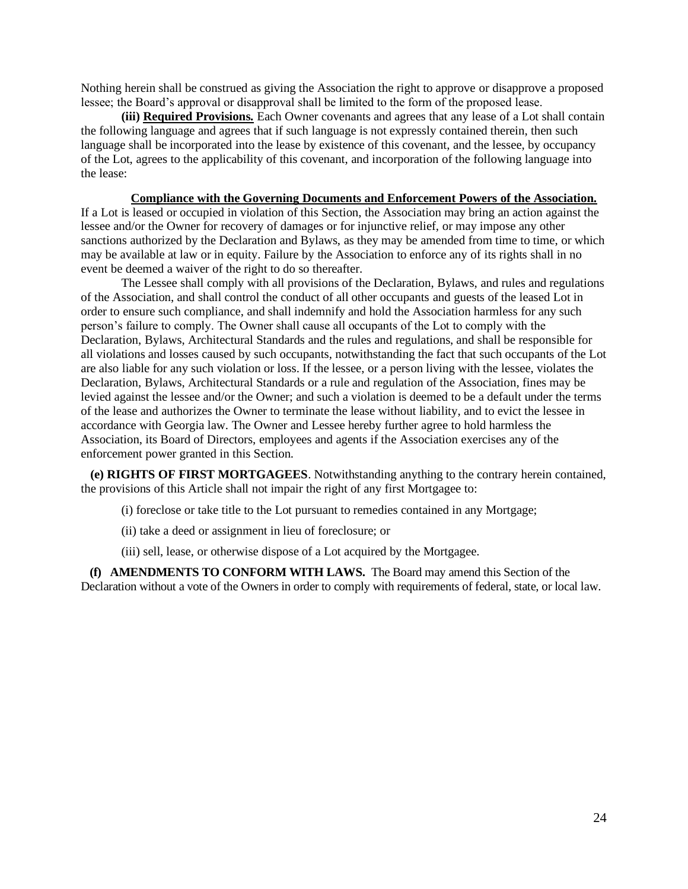Nothing herein shall be construed as giving the Association the right to approve or disapprove a proposed lessee; the Board's approval or disapproval shall be limited to the form of the proposed lease.

**(iii) <u>Required Provisions.</u>** Each Owner covenants and agrees that any lease of a Lot shall contain the following language and agrees that if such language is not expressly contained therein, then such language shall be incorporated into the lease by existence of this covenant, and the lessee, by occupancy of the Lot, agrees to the applicability of this covenant, and incorporation of the following language into the lease:

**<u>Compliance with the Governing Documents and Enforcement Powers of the Association.</u>** If a Lot is leased or occupied in violation of this Section, the Association may bring an action against the lessee and/or the Owner for recovery of damages or for injunctive relief, or may impose any other sanctions authorized by the Declaration and Bylaws, as they may be amended from time to time, or which may be available at law or in equity. Failure by the Association to enforce any of its rights shall in no event be deemed a waiver of the right to do so thereafter.

The Lessee shall comply with all provisions of the Declaration, Bylaws, and rules and regulations of the Association, and shall control the conduct of all other occupants and guests of the leased Lot in order to ensure such compliance, and shall indemnify and hold the Association harmless for any such person's failure to comply. The Owner shall cause all occupants of the Lot to comply with the Declaration, Bylaws, Architectural Standards and the rules and regulations, and shall be responsible for all violations and losses caused by such occupants, notwithstanding the fact that such occupants of the Lot are also liable for any such violation or loss. If the lessee, or a person living with the lessee, violates the Declaration, Bylaws, Architectural Standards or a rule and regulation of the Association, fines may be levied against the lessee and/or the Owner; and such a violation is deemed to be a default under the terms of the lease and authorizes the Owner to terminate the lease without liability, and to evict the lessee in accordance with Georgia law. The Owner and Lessee hereby further agree to hold harmless the Association, its Board of Directors, employees and agents if the Association exercises any of the enforcement power granted in this Section.

**(e) RIGHTS OF FIRST MORTGAGEES**. Notwithstanding anything to the contrary herein contained, the provisions of this Article shall not impair the right of any first Mortgagee to:

(i) foreclose or take title to the Lot pursuant to remedies contained in any Mortgage;

(ii) take a deed or assignment in lieu of foreclosure; or

(iii) sell, lease, or otherwise dispose of a Lot acquired by the Mortgagee.

**(f) AMENDMENTS TO CONFORM WITH LAWS.** The Board may amend this Section of the Declaration without a vote of the Owners in order to comply with requirements of federal, state, or local law.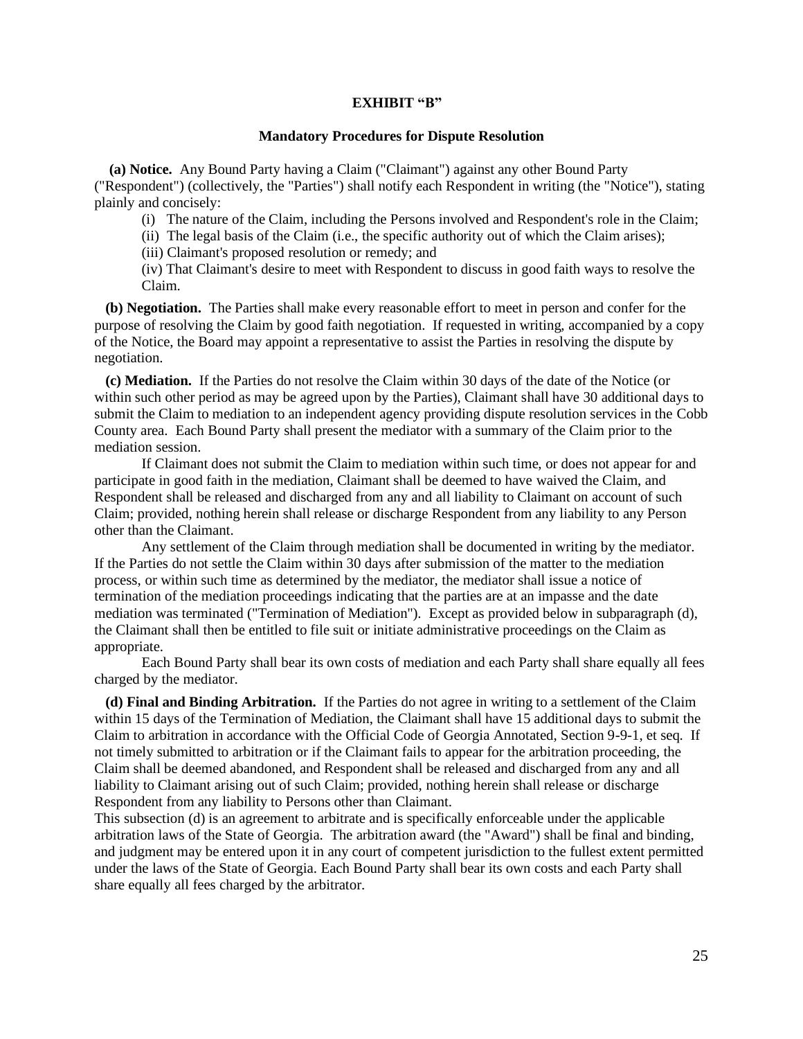**EXHIBIT "B"**

**Mandatory Procedures for Dispute Resolution**

**(a) Notice.** Any Bound Party having a Claim ("Claimant") against any other Bound Party ("Respondent") (collectively, the "Parties") shall notify each Respondent in writing (the "Notice"), stating plainly and concisely:

(i) The nature of the Claim, including the Persons involved and Respondent's role in the Claim;

(ii) The legal basis of the Claim (i.e., the specific authority out of which the Claim arises);

(iii) Claimant's proposed resolution or remedy; and

(iv) That Claimant's desire to meet with Respondent to discuss in good faith ways to resolve the Claim.

**(b) Negotiation.** The Parties shall make every reasonable effort to meet in person and confer for the purpose of resolving the Claim by good faith negotiation. If requested in writing, accompanied by a copy of the Notice, the Board may appoint a representative to assist the Parties in resolving the dispute by negotiation.

**(c) Mediation.** If the Parties do not resolve the Claim within 30 days of the date of the Notice (or within such other period as may be agreed upon by the Parties), Claimant shall have 30 additional days to submit the Claim to mediation to an independent agency providing dispute resolution services in the Cobb County area. Each Bound Party shall present the mediator with a summary of the Claim prior to the mediation session.

If Claimant does not submit the Claim to mediation within such time, or does not appear for and participate in good faith in the mediation, Claimant shall be deemed to have waived the Claim, and Respondent shall be released and discharged from any and all liability to Claimant on account of such Claim; provided, nothing herein shall release or discharge Respondent from any liability to any Person other than the Claimant.

Any settlement of the Claim through mediation shall be documented in writing by the mediator. If the Parties do not settle the Claim within 30 days after submission of the matter to the mediation process, or within such time as determined by the mediator, the mediator shall issue a notice of termination of the mediation proceedings indicating that the parties are at an impasse and the date mediation was terminated ("Termination of Mediation"). Except as provided below in subparagraph (d), the Claimant shall then be entitled to file suit or initiate administrative proceedings on the Claim as appropriate.

Each Bound Party shall bear its own costs of mediation and each Party shall share equally all fees charged by the mediator.

**(d) Final and Binding Arbitration.** If the Parties do not agree in writing to a settlement of the Claim within 15 days of the Termination of Mediation, the Claimant shall have 15 additional days to submit the Claim to arbitration in accordance with the Official Code of Georgia Annotated, Section 9-9-1, et seq. If not timely submitted to arbitration or if the Claimant fails to appear for the arbitration proceeding, the Claim shall be deemed abandoned, and Respondent shall be released and discharged from any and all liability to Claimant arising out of such Claim; provided, nothing herein shall release or discharge Respondent from any liability to Persons other than Claimant.

This subsection (d) is an agreement to arbitrate and is specifically enforceable under the applicable arbitration laws of the State of Georgia. The arbitration award (the "Award") shall be final and binding, and judgment may be entered upon it in any court of competent jurisdiction to the fullest extent permitted under the laws of the State of Georgia. Each Bound Party shall bear its own costs and each Party shall share equally all fees charged by the arbitrator.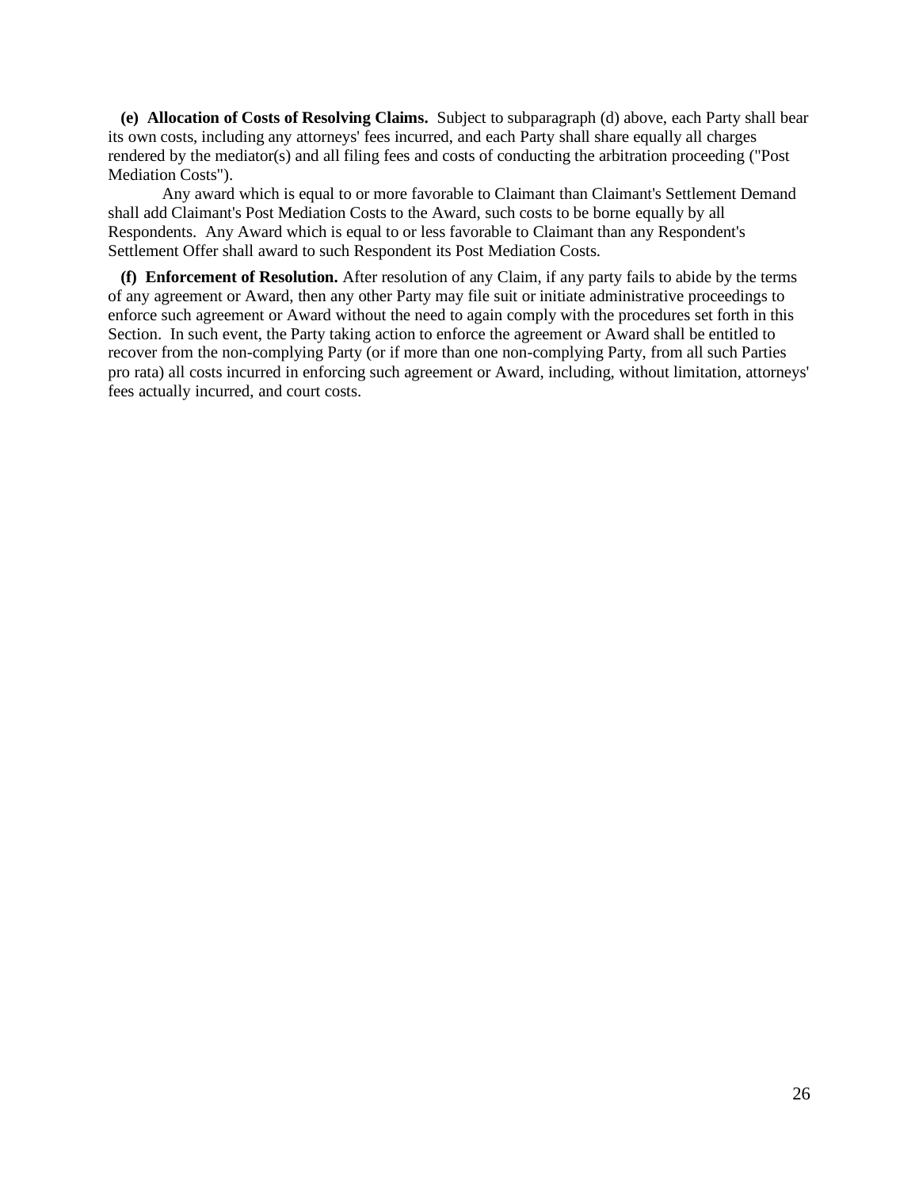**(e) Allocation of Costs of Resolving Claims.** Subject to subparagraph (d) above, each Party shall bear its own costs, including any attorneys' fees incurred, and each Party shall share equally all charges rendered by the mediator(s) and all filing fees and costs of conducting the arbitration proceeding ("Post Mediation Costs").

Any award which is equal to or more favorable to Claimant than Claimant's Settlement Demand shall add Claimant's Post Mediation Costs to the Award, such costs to be borne equally by all Respondents. Any Award which is equal to or less favorable to Claimant than any Respondent's Settlement Offer shall award to such Respondent its Post Mediation Costs.

**(f) Enforcement of Resolution.** After resolution of any Claim, if any party fails to abide by the terms of any agreement or Award, then any other Party may file suit or initiate administrative proceedings to enforce such agreement or Award without the need to again comply with the procedures set forth in this Section. In such event, the Party taking action to enforce the agreement or Award shall be entitled to recover from the non-complying Party (or if more than one non-complying Party, from all such Parties pro rata) all costs incurred in enforcing such agreement or Award, including, without limitation, attorneys' fees actually incurred, and court costs.